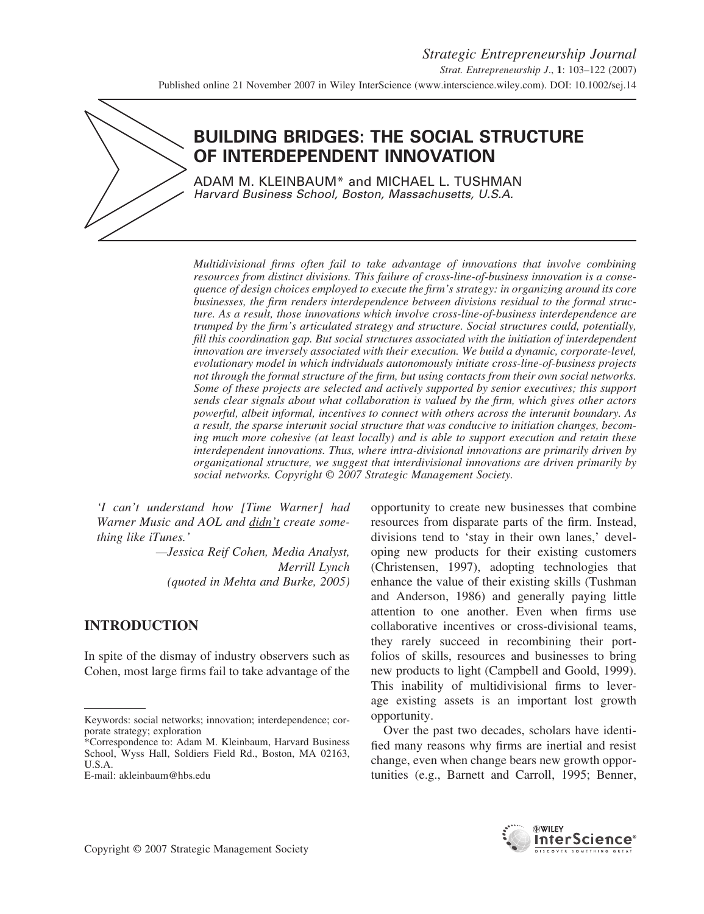# BUILDING BRIDGES: THE SOCIAL STRUCTURE OF INTERDEPENDENT INNOVATION

ADAM M. KLEINBAUM* and MICHAEL L. TUSHMAN

*Harvard Business School, Boston, Massachusetts, U.S.A.*

*Multidivisional firms often fail to take advantage of innovations that involve combining resources from distinct divisions. This failure of cross-line-of-business innovation is a consequence of design choices employed to execute the firm's strategy: in organizing around its core businesses, the firm renders interdependence between divisions residual to the formal structure. As a result, those innovations which involve cross-line-of-business interdependence are trumped by the firm's articulated strategy and structure. Social structures could, potentially, fill this coordination gap. But social structures associated with the initiation of interdependent innovation are inversely associated with their execution. We build a dynamic, corporate-level, evolutionary model in which individuals autonomously initiate cross-line-of-business projects not through the formal structure of the firm, but using contacts from their own social networks. Some of these projects are selected and actively supported by senior executives; this support sends clear signals about what collaboration is valued by the firm, which gives other actors powerful, albeit informal, incentives to connect with others across the interunit boundary. As a result, the sparse interunit social structure that was conducive to initiation changes, becoming much more cohesive (at least locally) and is able to support execution and retain these interdependent innovations. Thus, where intra-divisional innovations are primarily driven by organizational structure, we suggest that interdivisional innovations are driven primarily by social networks. Copyright © 2007 Strategic Management Society.*

*'I can't understand how [Time Warner] had Warner Music and AOL and didn't create something like iTunes.'*

*—Jessica Reif Cohen, Media Analyst, Merrill Lynch (quoted in Mehta and Burke, 2005)*

## INTRODUCTION

In spite of the dismay of industry observers such as Cohen, most large firms fail to take advantage of the opportunity to create new businesses that combine resources from disparate parts of the firm. Instead, divisions tend to 'stay in their own lanes,' developing new products for their existing customers (Christensen, 1997), adopting technologies that enhance the value of their existing skills (Tushman and Anderson, 1986) and generally paying little attention to one another. Even when firms use collaborative incentives or cross-divisional teams, they rarely succeed in recombining their portfolios of skills, resources and businesses to bring new products to light (Campbell and Goold, 1999). This inability of multidivisional firms to leverage existing assets is an important lost growth opportunity.

Over the past two decades, scholars have identified many reasons why firms are inertial and resist change, even when change bears new growth opportunities (e.g., Barnett and Carroll, 1995; Benner,

Keywords: social networks; innovation; interdependence; corporate strategy; exploration

*Correspondence to: Adam M. Kleinbaum, Harvard Business School, Wyss Hall, Soldiers Field Rd., Boston, MA 02163, U.S.A.
E-mail: akleinbaum@hbs.edu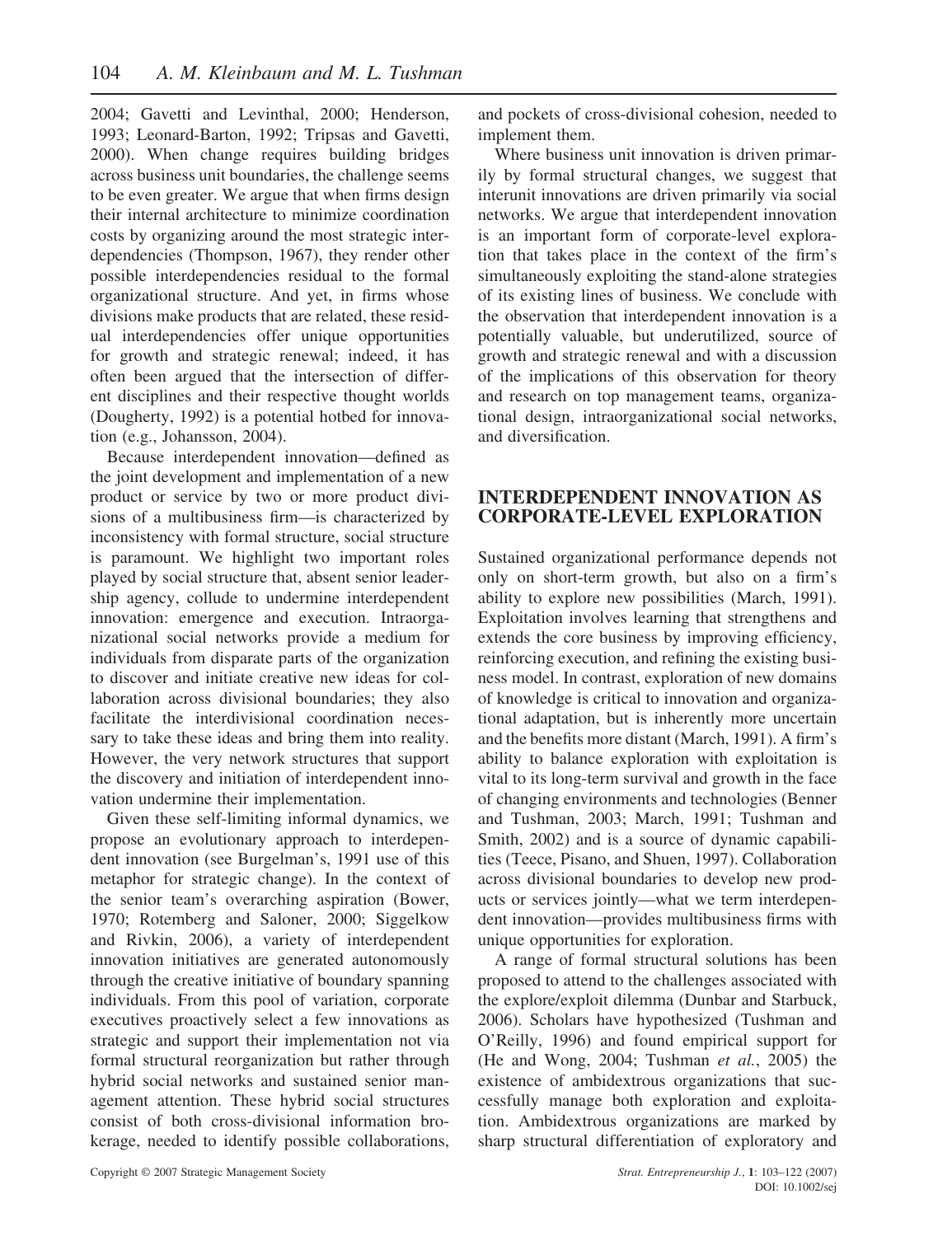2004; Gavetti and Levinthal, 2000; Henderson, 1993; Leonard-Barton, 1992; Tripsas and Gavetti, 2000). When change requires building bridges across business unit boundaries, the challenge seems to be even greater. We argue that when firms design their internal architecture to minimize coordination costs by organizing around the most strategic interdependencies (Thompson, 1967), they render other possible interdependencies residual to the formal organizational structure. And yet, in firms whose divisions make products that are related, these residual interdependencies offer unique opportunities for growth and strategic renewal; indeed, it has often been argued that the intersection of different disciplines and their respective thought worlds (Dougherty, 1992) is a potential hotbed for innovation (e.g., Johansson, 2004).

Because interdependent innovation—defined as the joint development and implementation of a new product or service by two or more product divisions of a multibusiness firm—is characterized by inconsistency with formal structure, social structure is paramount. We highlight two important roles played by social structure that, absent senior leadership agency, collude to undermine interdependent innovation: emergence and execution. Intraorganizational social networks provide a medium for individuals from disparate parts of the organization to discover and initiate creative new ideas for collaboration across divisional boundaries; they also facilitate the interdivisional coordination necessary to take these ideas and bring them into reality. However, the very network structures that support the discovery and initiation of interdependent innovation undermine their implementation.

Given these self-limiting informal dynamics, we propose an evolutionary approach to interdependent innovation (see Burgelman's, 1991 use of this metaphor for strategic change). In the context of the senior team's overarching aspiration (Bower, 1970; Rotemberg and Saloner, 2000; Siggelkow and Rivkin, 2006), a variety of interdependent innovation initiatives are generated autonomously through the creative initiative of boundary spanning individuals. From this pool of variation, corporate executives proactively select a few innovations as strategic and support their implementation not via formal structural reorganization but rather through hybrid social networks and sustained senior management attention. These hybrid social structures consist of both cross-divisional information brokerage, needed to identify possible collaborations, and pockets of cross-divisional cohesion, needed to implement them.

Where business unit innovation is driven primarily by formal structural changes, we suggest that interunit innovations are driven primarily via social networks. We argue that interdependent innovation is an important form of corporate-level exploration that takes place in the context of the firm's simultaneously exploiting the stand-alone strategies of its existing lines of business. We conclude with the observation that interdependent innovation is a potentially valuable, but underutilized, source of growth and strategic renewal and with a discussion of the implications of this observation for theory and research on top management teams, organizational design, intraorganizational social networks, and diversification.

## INTERDEPENDENT INNOVATION AS CORPORATE-LEVEL EXPLORATION

Sustained organizational performance depends not only on short-term growth, but also on a firm's ability to explore new possibilities (March, 1991). Exploitation involves learning that strengthens and extends the core business by improving efficiency, reinforcing execution, and refining the existing business model. In contrast, exploration of new domains of knowledge is critical to innovation and organizational adaptation, but is inherently more uncertain and the benefits more distant (March, 1991). A firm's ability to balance exploration with exploitation is vital to its long-term survival and growth in the face of changing environments and technologies (Benner and Tushman, 2003; March, 1991; Tushman and Smith, 2002) and is a source of dynamic capabilities (Teece, Pisano, and Shuen, 1997). Collaboration across divisional boundaries to develop new products or services jointly—what we term interdependent innovation—provides multibusiness firms with unique opportunities for exploration.

A range of formal structural solutions has been proposed to attend to the challenges associated with the explore/exploit dilemma (Dunbar and Starbuck, 2006). Scholars have hypothesized (Tushman and O'Reilly, 1996) and found empirical support for (He and Wong, 2004; Tushman *et al.*, 2005) the existence of ambidextrous organizations that successfully manage both exploration and exploitation. Ambidextrous organizations are marked by sharp structural differentiation of exploratory and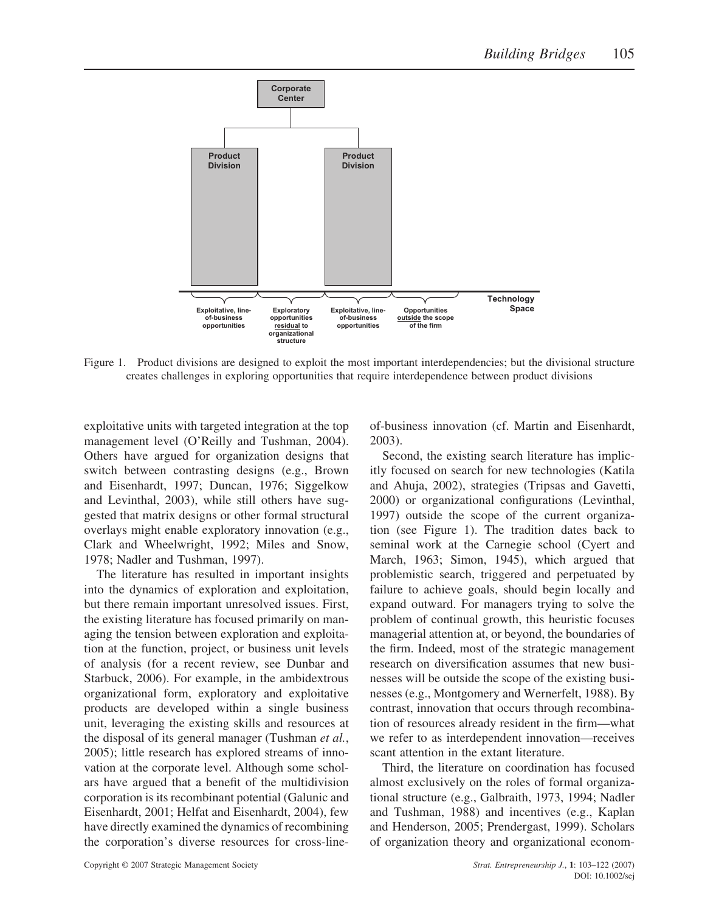Figure 1. Product divisions are designed to exploit the most important interdependencies; but the divisional structure creates challenges in exploring opportunities that require interdependence between product divisions

exploitative units with targeted integration at the top management level (O'Reilly and Tushman, 2004). Others have argued for organization designs that switch between contrasting designs (e.g., Brown and Eisenhardt, 1997; Duncan, 1976; Siggelkow and Levinthal, 2003), while still others have suggested that matrix designs or other formal structural overlays might enable exploratory innovation (e.g., Clark and Wheelwright, 1992; Miles and Snow, 1978; Nadler and Tushman, 1997).

The literature has resulted in important insights into the dynamics of exploration and exploitation, but there remain important unresolved issues. First, the existing literature has focused primarily on managing the tension between exploration and exploitation at the function, project, or business unit levels of analysis (for a recent review, see Dunbar and Starbuck, 2006). For example, in the ambidextrous organizational form, exploratory and exploitative products are developed within a single business unit, leveraging the existing skills and resources at the disposal of its general manager (Tushman *et al.*, 2005); little research has explored streams of innovation at the corporate level. Although some scholars have argued that a benefit of the multidivision corporation is its recombinant potential (Galunic and Eisenhardt, 2001; Helfat and Eisenhardt, 2004), few have directly examined the dynamics of recombining the corporation's diverse resources for cross-line-of-business innovation (cf. Martin and Eisenhardt, 2003).

Second, the existing search literature has implicitly focused on search for new technologies (Katila and Ahuja, 2002), strategies (Tripsas and Gavetti, 2000) or organizational configurations (Levinthal, 1997) outside the scope of the current organization (see Figure 1). The tradition dates back to seminal work at the Carnegie school (Cyert and March, 1963; Simon, 1945), which argued that problemistic search, triggered and perpetuated by failure to achieve goals, should begin locally and expand outward. For managers trying to solve the problem of continual growth, this heuristic focuses managerial attention at, or beyond, the boundaries of the firm. Indeed, most of the strategic management research on diversification assumes that new businesses will be outside the scope of the existing businesses (e.g., Montgomery and Wernerfelt, 1988). By contrast, innovation that occurs through recombination of resources already resident in the firm—what we refer to as interdependent innovation—receives scant attention in the extant literature.

Third, the literature on coordination has focused almost exclusively on the roles of formal organizational structure (e.g., Galbraith, 1973, 1994; Nadler and Tushman, 1988) and incentives (e.g., Kaplan and Henderson, 2005; Prendergast, 1999). Scholars of organization theory and organizational econom-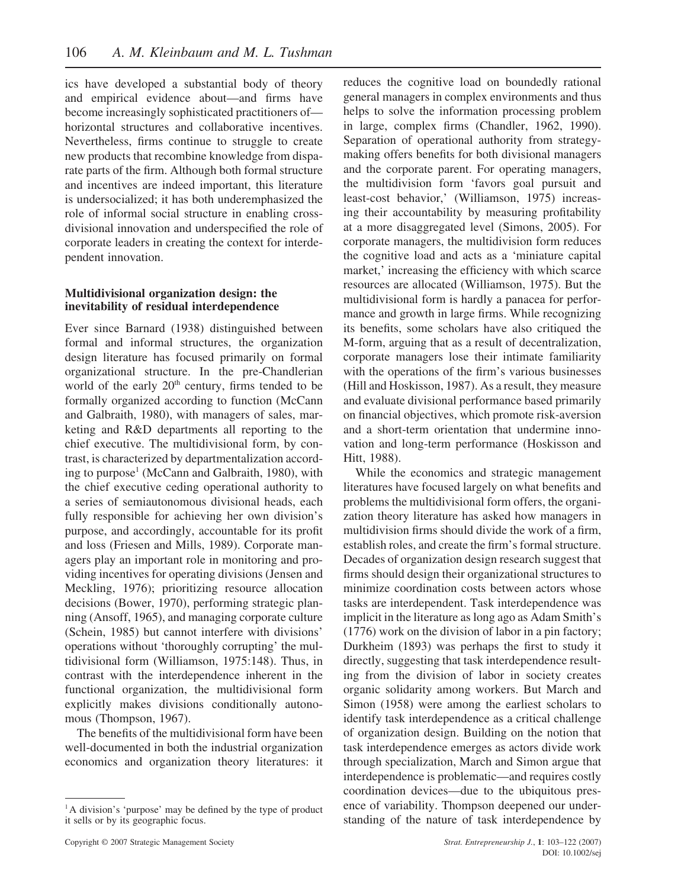ics have developed a substantial body of theory and empirical evidence about—and firms have become increasingly sophisticated practitioners of—horizontal structures and collaborative incentives. Nevertheless, firms continue to struggle to create new products that recombine knowledge from disparate parts of the firm. Although both formal structure and incentives are indeed important, this literature is undersocialized; it has both underemphasized the role of informal social structure in enabling cross-divisional innovation and underspecified the role of corporate leaders in creating the context for interdependent innovation.

### Multidivisional organization design: the inevitability of residual interdependence

Ever since Barnard (1938) distinguished between formal and informal structures, the organization design literature has focused primarily on formal organizational structure. In the pre-Chandlerian world of the early 20th century, firms tended to be formally organized according to function (McCann and Galbraith, 1980), with managers of sales, marketing and R&D departments all reporting to the chief executive. The multidivisional form, by contrast, is characterized by departmentalization according to purpose[1] (McCann and Galbraith, 1980), with the chief executive ceding operational authority to a series of semiautonomous divisional heads, each fully responsible for achieving her own division's purpose, and accordingly, accountable for its profit and loss (Friesen and Mills, 1989). Corporate managers play an important role in monitoring and providing incentives for operating divisions (Jensen and Meckling, 1976); prioritizing resource allocation decisions (Bower, 1970), performing strategic planning (Ansoff, 1965), and managing corporate culture (Schein, 1985) but cannot interfere with divisions' operations without 'thoroughly corrupting' the multidivisional form (Williamson, 1975:148). Thus, in contrast with the interdependence inherent in the functional organization, the multidivisional form explicitly makes divisions conditionally autonomous (Thompson, 1967).

The benefits of the multidivisional form have been well-documented in both the industrial organization economics and organization theory literatures: it reduces the cognitive load on boundedly rational general managers in complex environments and thus helps to solve the information processing problem in large, complex firms (Chandler, 1962, 1990). Separation of operational authority from strategy-making offers benefits for both divisional managers and the corporate parent. For operating managers, the multidivision form 'favors goal pursuit and least-cost behavior,' (Williamson, 1975) increasing their accountability by measuring profitability at a more disaggregated level (Simons, 2005). For corporate managers, the multidivision form reduces the cognitive load and acts as a 'miniature capital market,' increasing the efficiency with which scarce resources are allocated (Williamson, 1975). But the multidivisional form is hardly a panacea for performance and growth in large firms. While recognizing its benefits, some scholars have also critiqued the M-form, arguing that as a result of decentralization, corporate managers lose their intimate familiarity with the operations of the firm's various businesses (Hill and Hoskisson, 1987). As a result, they measure and evaluate divisional performance based primarily on financial objectives, which promote risk-aversion and a short-term orientation that undermine innovation and long-term performance (Hoskisson and Hitt, 1988).

While the economics and strategic management literatures have focused largely on what benefits and problems the multidivisional form offers, the organization theory literature has asked how managers in multidivision firms should divide the work of a firm, establish roles, and create the firm's formal structure. Decades of organization design research suggest that firms should design their organizational structures to minimize coordination costs between actors whose tasks are interdependent. Task interdependence was implicit in the literature as long ago as Adam Smith's (1776) work on the division of labor in a pin factory; Durkheim (1893) was perhaps the first to study it directly, suggesting that task interdependence resulting from the division of labor in society creates organic solidarity among workers. But March and Simon (1958) were among the earliest scholars to identify task interdependence as a critical challenge of organization design. Building on the notion that task interdependence emerges as actors divide work through specialization, March and Simon argue that interdependence is problematic—and requires costly coordination devices—due to the ubiquitous presence of variability. Thompson deepened our understanding of the nature of task interdependence by

[1] A division's 'purpose' may be defined by the type of product it sells or by its geographic focus.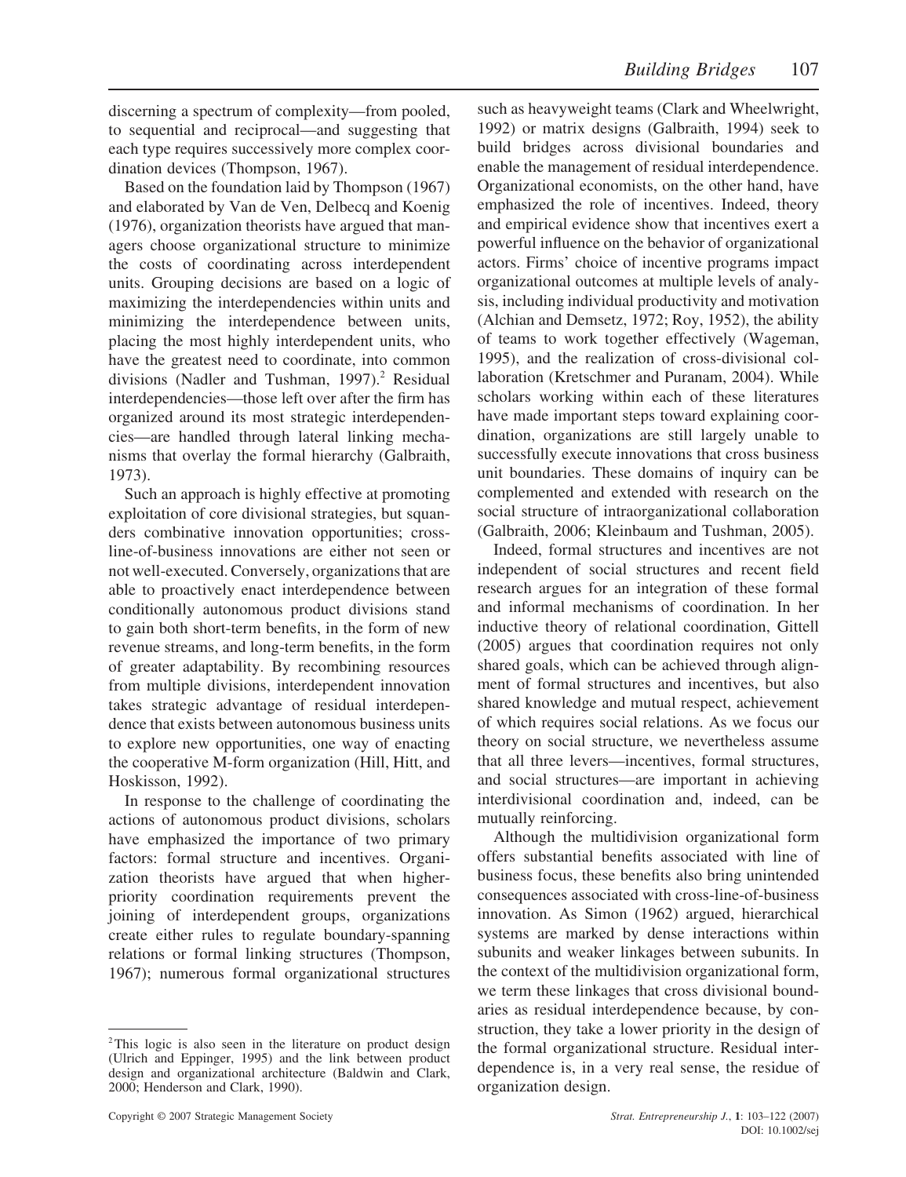discerning a spectrum of complexity—from pooled, to sequential and reciprocal—and suggesting that each type requires successively more complex coordination devices (Thompson, 1967).

Based on the foundation laid by Thompson (1967) and elaborated by Van de Ven, Delbecq and Koenig (1976), organization theorists have argued that managers choose organizational structure to minimize the costs of coordinating across interdependent units. Grouping decisions are based on a logic of maximizing the interdependencies within units and minimizing the interdependence between units, placing the most highly interdependent units, who have the greatest need to coordinate, into common divisions (Nadler and Tushman, 1997).[2] Residual interdependencies—those left over after the firm has organized around its most strategic interdependencies—are handled through lateral linking mechanisms that overlay the formal hierarchy (Galbraith, 1973).

Such an approach is highly effective at promoting exploitation of core divisional strategies, but squanders combinative innovation opportunities; cross-line-of-business innovations are either not seen or not well-executed. Conversely, organizations that are able to proactively enact interdependence between conditionally autonomous product divisions stand to gain both short-term benefits, in the form of new revenue streams, and long-term benefits, in the form of greater adaptability. By recombining resources from multiple divisions, interdependent innovation takes strategic advantage of residual interdependence that exists between autonomous business units to explore new opportunities, one way of enacting the cooperative M-form organization (Hill, Hitt, and Hoskisson, 1992).

In response to the challenge of coordinating the actions of autonomous product divisions, scholars have emphasized the importance of two primary factors: formal structure and incentives. Organization theorists have argued that when higher-priority coordination requirements prevent the joining of interdependent groups, organizations create either rules to regulate boundary-spanning relations or formal linking structures (Thompson, 1967); numerous formal organizational structures such as heavyweight teams (Clark and Wheelwright, 1992) or matrix designs (Galbraith, 1994) seek to build bridges across divisional boundaries and enable the management of residual interdependence. Organizational economists, on the other hand, have emphasized the role of incentives. Indeed, theory and empirical evidence show that incentives exert a powerful influence on the behavior of organizational actors. Firms' choice of incentive programs impact organizational outcomes at multiple levels of analysis, including individual productivity and motivation (Alchian and Demsetz, 1972; Roy, 1952), the ability of teams to work together effectively (Wageman, 1995), and the realization of cross-divisional collaboration (Kretschmer and Puranam, 2004). While scholars working within each of these literatures have made important steps toward explaining coordination, organizations are still largely unable to successfully execute innovations that cross business unit boundaries. These domains of inquiry can be complemented and extended with research on the social structure of intraorganizational collaboration (Galbraith, 2006; Kleinbaum and Tushman, 2005).

Indeed, formal structures and incentives are not independent of social structures and recent field research argues for an integration of these formal and informal mechanisms of coordination. In her inductive theory of relational coordination, Gittell (2005) argues that coordination requires not only shared goals, which can be achieved through alignment of formal structures and incentives, but also shared knowledge and mutual respect, achievement of which requires social relations. As we focus our theory on social structure, we nevertheless assume that all three levers—incentives, formal structures, and social structures—are important in achieving interdivisional coordination and, indeed, can be mutually reinforcing.

Although the multidivision organizational form offers substantial benefits associated with line of business focus, these benefits also bring unintended consequences associated with cross-line-of-business innovation. As Simon (1962) argued, hierarchical systems are marked by dense interactions within subunits and weaker linkages between subunits. In the context of the multidivision organizational form, we term these linkages that cross divisional boundaries as residual interdependence because, by construction, they take a lower priority in the design of the formal organizational structure. Residual interdependence is, in a very real sense, the residue of organization design.

[2] This logic is also seen in the literature on product design (Ulrich and Eppinger, 1995) and the link between product design and organizational architecture (Baldwin and Clark, 2000; Henderson and Clark, 1990).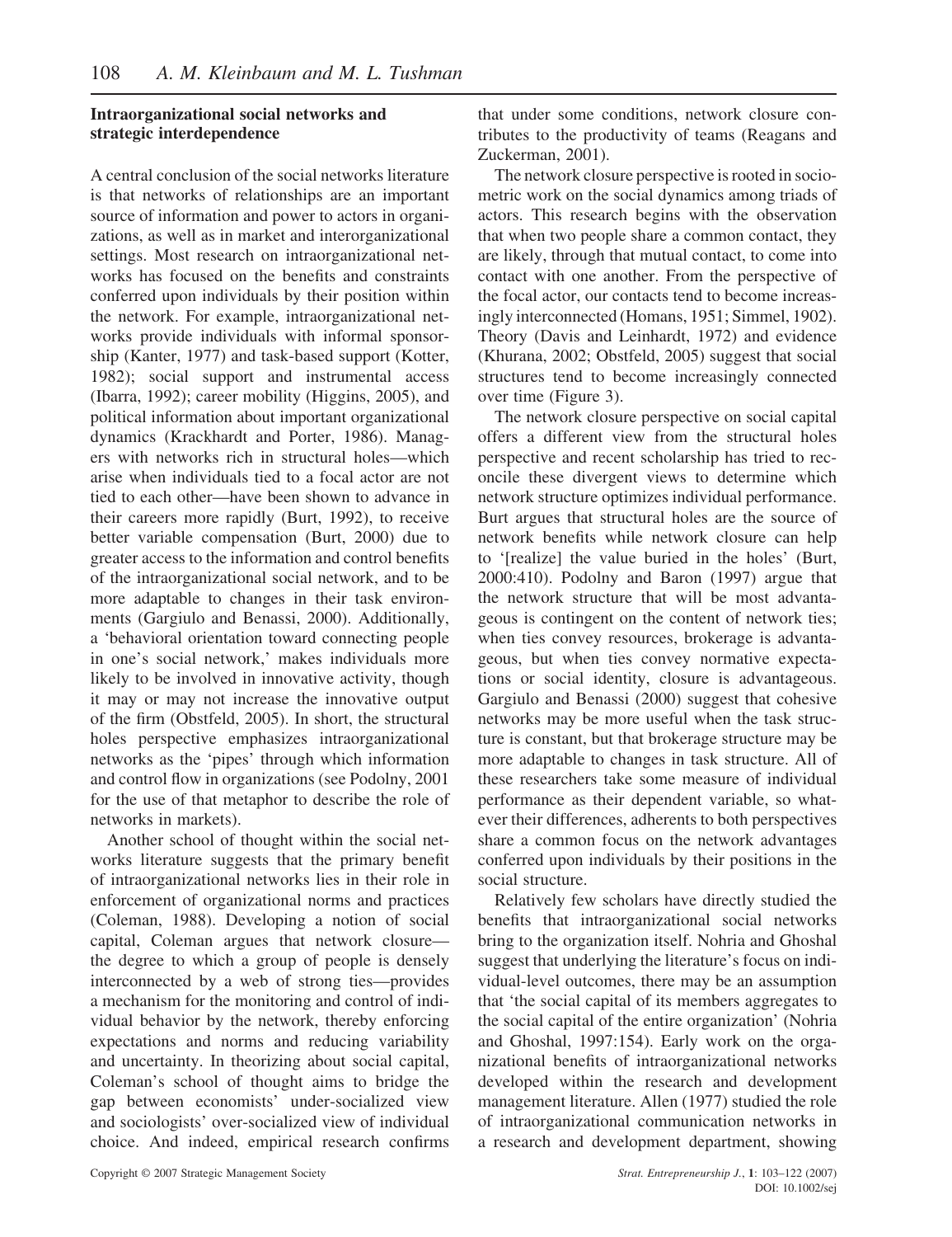### Intraorganizational social networks and strategic interdependence

A central conclusion of the social networks literature is that networks of relationships are an important source of information and power to actors in organizations, as well as in market and interorganizational settings. Most research on intraorganizational networks has focused on the benefits and constraints conferred upon individuals by their position within the network. For example, intraorganizational networks provide individuals with informal sponsorship (Kanter, 1977) and task-based support (Kotter, 1982); social support and instrumental access (Ibarra, 1992); career mobility (Higgins, 2005), and political information about important organizational dynamics (Krackhardt and Porter, 1986). Managers with networks rich in structural holes—which arise when individuals tied to a focal actor are not tied to each other—have been shown to advance in their careers more rapidly (Burt, 1992), to receive better variable compensation (Burt, 2000) due to greater access to the information and control benefits of the intraorganizational social network, and to be more adaptable to changes in their task environments (Gargiulo and Benassi, 2000). Additionally, a 'behavioral orientation toward connecting people in one's social network,' makes individuals more likely to be involved in innovative activity, though it may or may not increase the innovative output of the firm (Obstfeld, 2005). In short, the structural holes perspective emphasizes intraorganizational networks as the 'pipes' through which information and control flow in organizations (see Podolny, 2001 for the use of that metaphor to describe the role of networks in markets).

Another school of thought within the social networks literature suggests that the primary benefit of intraorganizational networks lies in their role in enforcement of organizational norms and practices (Coleman, 1988). Developing a notion of social capital, Coleman argues that network closure—the degree to which a group of people is densely interconnected by a web of strong ties—provides a mechanism for the monitoring and control of individual behavior by the network, thereby enforcing expectations and norms and reducing variability and uncertainty. In theorizing about social capital, Coleman's school of thought aims to bridge the gap between economists' under-socialized view and sociologists' over-socialized view of individual choice. And indeed, empirical research confirms that under some conditions, network closure contributes to the productivity of teams (Reagans and Zuckerman, 2001).

The network closure perspective is rooted in sociometric work on the social dynamics among triads of actors. This research begins with the observation that when two people share a common contact, they are likely, through that mutual contact, to come into contact with one another. From the perspective of the focal actor, our contacts tend to become increasingly interconnected (Homans, 1951; Simmel, 1902). Theory (Davis and Leinhardt, 1972) and evidence (Khurana, 2002; Obstfeld, 2005) suggest that social structures tend to become increasingly connected over time (Figure 3).

The network closure perspective on social capital offers a different view from the structural holes perspective and recent scholarship has tried to reconcile these divergent views to determine which network structure optimizes individual performance. Burt argues that structural holes are the source of network benefits while network closure can help to '[realize] the value buried in the holes' (Burt, 2000:410). Podolny and Baron (1997) argue that the network structure that will be most advantageous is contingent on the content of network ties; when ties convey resources, brokerage is advantageous, but when ties convey normative expectations or social identity, closure is advantageous. Gargiulo and Benassi (2000) suggest that cohesive networks may be more useful when the task structure is constant, but that brokerage structure may be more adaptable to changes in task structure. All of these researchers take some measure of individual performance as their dependent variable, so whatever their differences, adherents to both perspectives share a common focus on the network advantages conferred upon individuals by their positions in the social structure.

Relatively few scholars have directly studied the benefits that intraorganizational social networks bring to the organization itself. Nohria and Ghoshal suggest that underlying the literature's focus on individual-level outcomes, there may be an assumption that 'the social capital of its members aggregates to the social capital of the entire organization' (Nohria and Ghoshal, 1997:154). Early work on the organizational benefits of intraorganizational networks developed within the research and development management literature. Allen (1977) studied the role of intraorganizational communication networks in a research and development department, showing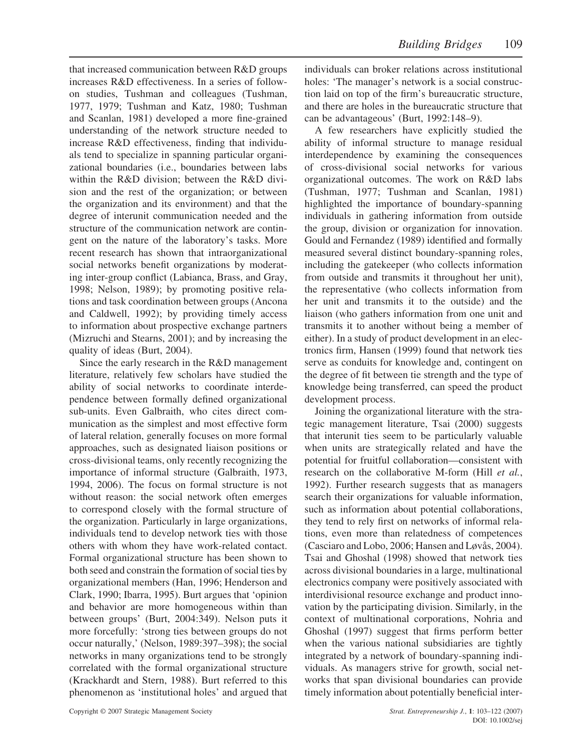that increased communication between R&D groups increases R&D effectiveness. In a series of follow-on studies, Tushman and colleagues (Tushman, 1977, 1979; Tushman and Katz, 1980; Tushman and Scanlan, 1981) developed a more fine-grained understanding of the network structure needed to increase R&D effectiveness, finding that individuals tend to specialize in spanning particular organizational boundaries (i.e., boundaries between labs within the R&D division; between the R&D division and the rest of the organization; or between the organization and its environment) and that the degree of interunit communication needed and the structure of the communication network are contingent on the nature of the laboratory's tasks. More recent research has shown that intraorganizational social networks benefit organizations by moderating inter-group conflict (Labianca, Brass, and Gray, 1998; Nelson, 1989); by promoting positive relations and task coordination between groups (Ancona and Caldwell, 1992); by providing timely access to information about prospective exchange partners (Mizruchi and Stearns, 2001); and by increasing the quality of ideas (Burt, 2004).

Since the early research in the R&D management literature, relatively few scholars have studied the ability of social networks to coordinate interdependence between formally defined organizational sub-units. Even Galbraith, who cites direct communication as the simplest and most effective form of lateral relation, generally focuses on more formal approaches, such as designated liaison positions or cross-divisional teams, only recently recognizing the importance of informal structure (Galbraith, 1973, 1994, 2006). The focus on formal structure is not without reason: the social network often emerges to correspond closely with the formal structure of the organization. Particularly in large organizations, individuals tend to develop network ties with those others with whom they have work-related contact. Formal organizational structure has been shown to both seed and constrain the formation of social ties by organizational members (Han, 1996; Henderson and Clark, 1990; Ibarra, 1995). Burt argues that 'opinion and behavior are more homogeneous within than between groups' (Burt, 2004:349). Nelson puts it more forcefully: 'strong ties between groups do not occur naturally,' (Nelson, 1989:397–398); the social networks in many organizations tend to be strongly correlated with the formal organizational structure (Krackhardt and Stern, 1988). Burt referred to this phenomenon as 'institutional holes' and argued that individuals can broker relations across institutional holes: 'The manager's network is a social construction laid on top of the firm's bureaucratic structure, and there are holes in the bureaucratic structure that can be advantageous' (Burt, 1992:148–9).

A few researchers have explicitly studied the ability of informal structure to manage residual interdependence by examining the consequences of cross-divisional social networks for various organizational outcomes. The work on R&D labs (Tushman, 1977; Tushman and Scanlan, 1981) highlighted the importance of boundary-spanning individuals in gathering information from outside the group, division or organization for innovation. Gould and Fernandez (1989) identified and formally measured several distinct boundary-spanning roles, including the gatekeeper (who collects information from outside and transmits it throughout her unit), the representative (who collects information from her unit and transmits it to the outside) and the liaison (who gathers information from one unit and transmits it to another without being a member of either). In a study of product development in an electronics firm, Hansen (1999) found that network ties serve as conduits for knowledge and, contingent on the degree of fit between tie strength and the type of knowledge being transferred, can speed the product development process.

Joining the organizational literature with the strategic management literature, Tsai (2000) suggests that interunit ties seem to be particularly valuable when units are strategically related and have the potential for fruitful collaboration—consistent with research on the collaborative M-form (Hill *et al.*, 1992). Further research suggests that as managers search their organizations for valuable information, such as information about potential collaborations, they tend to rely first on networks of informal relations, even more than relatedness of competences (Casciaro and Lobo, 2006; Hansen and Løvås, 2004). Tsai and Ghoshal (1998) showed that network ties across divisional boundaries in a large, multinational electronics company were positively associated with interdivisional resource exchange and product innovation by the participating division. Similarly, in the context of multinational corporations, Nohria and Ghoshal (1997) suggest that firms perform better when the various national subsidiaries are tightly integrated by a network of boundary-spanning individuals. As managers strive for growth, social networks that span divisional boundaries can provide timely information about potentially beneficial inter-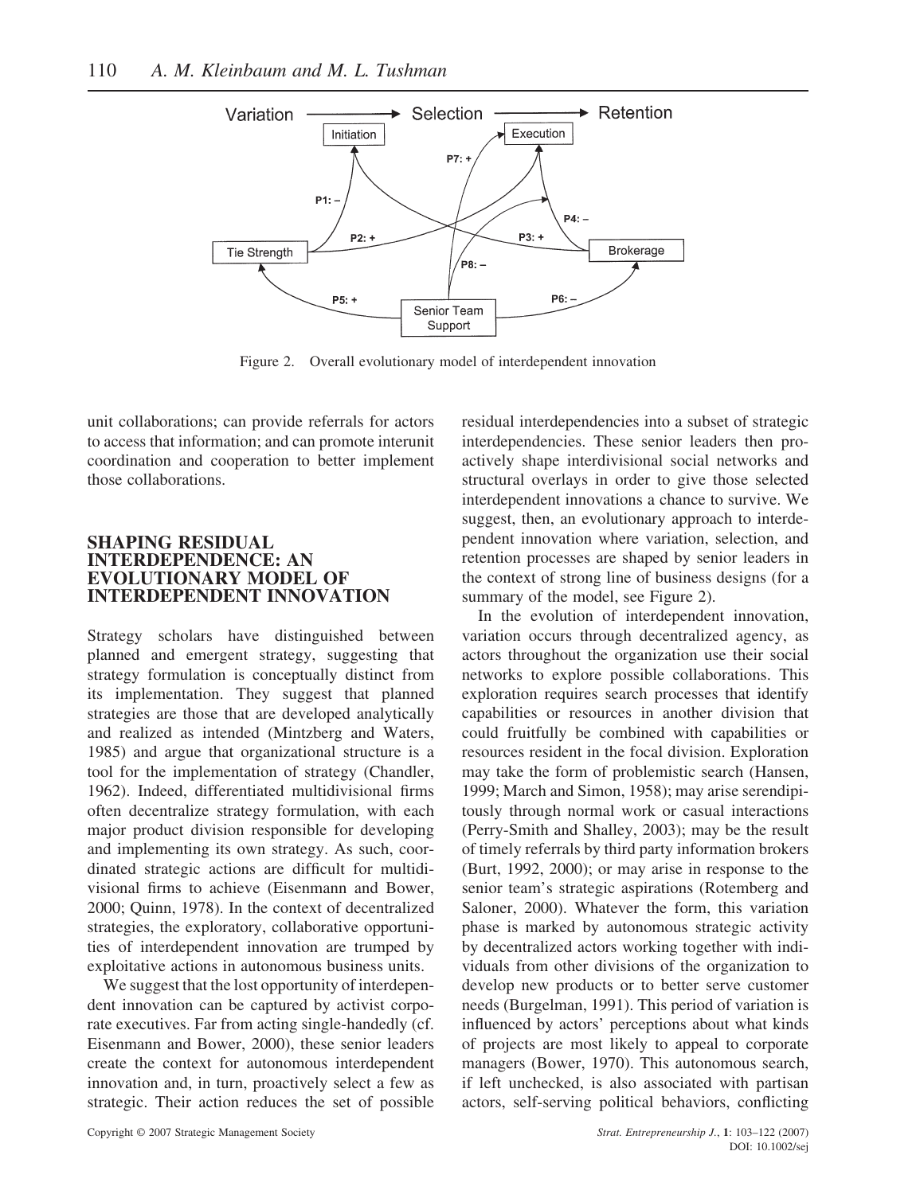Figure 2. Overall evolutionary model of interdependent innovation

unit collaborations; can provide referrals for actors to access that information; and can promote interunit coordination and cooperation to better implement those collaborations.

## SHAPING RESIDUAL INTERDEPENDENCE: AN EVOLUTIONARY MODEL OF INTERDEPENDENT INNOVATION

Strategy scholars have distinguished between planned and emergent strategy, suggesting that strategy formulation is conceptually distinct from its implementation. They suggest that planned strategies are those that are developed analytically and realized as intended (Mintzberg and Waters, 1985) and argue that organizational structure is a tool for the implementation of strategy (Chandler, 1962). Indeed, differentiated multidivisional firms often decentralize strategy formulation, with each major product division responsible for developing and implementing its own strategy. As such, coordinated strategic actions are difficult for multidivisional firms to achieve (Eisenmann and Bower, 2000; Quinn, 1978). In the context of decentralized strategies, the exploratory, collaborative opportunities of interdependent innovation are trumped by exploitative actions in autonomous business units.

We suggest that the lost opportunity of interdependent innovation can be captured by activist corporate executives. Far from acting single-handedly (cf. Eisenmann and Bower, 2000), these senior leaders create the context for autonomous interdependent innovation and, in turn, proactively select a few as strategic. Their action reduces the set of possible residual interdependencies into a subset of strategic interdependencies. These senior leaders then proactively shape interdivisional social networks and structural overlays in order to give those selected interdependent innovations a chance to survive. We suggest, then, an evolutionary approach to interdependent innovation where variation, selection, and retention processes are shaped by senior leaders in the context of strong line of business designs (for a summary of the model, see Figure 2).

In the evolution of interdependent innovation, variation occurs through decentralized agency, as actors throughout the organization use their social networks to explore possible collaborations. This exploration requires search processes that identify capabilities or resources in another division that could fruitfully be combined with capabilities or resources resident in the focal division. Exploration may take the form of problemistic search (Hansen, 1999; March and Simon, 1958); may arise serendipitously through normal work or casual interactions (Perry-Smith and Shalley, 2003); may be the result of timely referrals by third party information brokers (Burt, 1992, 2000); or may arise in response to the senior team's strategic aspirations (Rotemberg and Saloner, 2000). Whatever the form, this variation phase is marked by autonomous strategic activity by decentralized actors working together with individuals from other divisions of the organization to develop new products or to better serve customer needs (Burgelman, 1991). This period of variation is influenced by actors' perceptions about what kinds of projects are most likely to appeal to corporate managers (Bower, 1970). This autonomous search, if left unchecked, is also associated with partisan actors, self-serving political behaviors, conflicting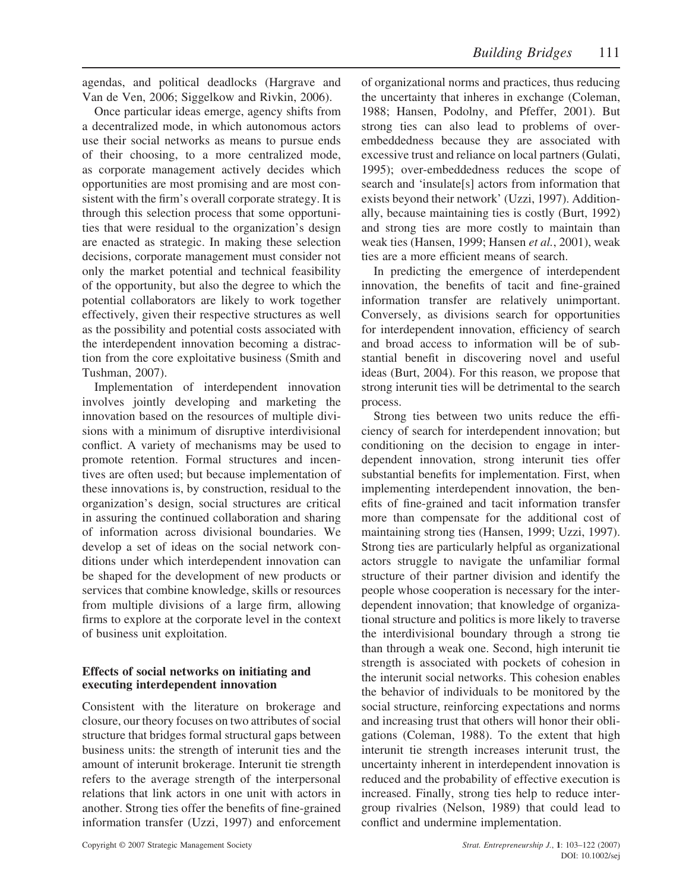agendas, and political deadlocks (Hargrave and Van de Ven, 2006; Siggelkow and Rivkin, 2006).

Once particular ideas emerge, agency shifts from a decentralized mode, in which autonomous actors use their social networks as means to pursue ends of their choosing, to a more centralized mode, as corporate management actively decides which opportunities are most promising and are most consistent with the firm's overall corporate strategy. It is through this selection process that some opportunities that were residual to the organization's design are enacted as strategic. In making these selection decisions, corporate management must consider not only the market potential and technical feasibility of the opportunity, but also the degree to which the potential collaborators are likely to work together effectively, given their respective structures as well as the possibility and potential costs associated with the interdependent innovation becoming a distraction from the core exploitative business (Smith and Tushman, 2007).

Implementation of interdependent innovation involves jointly developing and marketing the innovation based on the resources of multiple divisions with a minimum of disruptive interdivisional conflict. A variety of mechanisms may be used to promote retention. Formal structures and incentives are often used; but because implementation of these innovations is, by construction, residual to the organization's design, social structures are critical in assuring the continued collaboration and sharing of information across divisional boundaries. We develop a set of ideas on the social network conditions under which interdependent innovation can be shaped for the development of new products or services that combine knowledge, skills or resources from multiple divisions of a large firm, allowing firms to explore at the corporate level in the context of business unit exploitation.

### Effects of social networks on initiating and executing interdependent innovation

Consistent with the literature on brokerage and closure, our theory focuses on two attributes of social structure that bridges formal structural gaps between business units: the strength of interunit ties and the amount of interunit brokerage. Interunit tie strength refers to the average strength of the interpersonal relations that link actors in one unit with actors in another. Strong ties offer the benefits of fine-grained information transfer (Uzzi, 1997) and enforcement of organizational norms and practices, thus reducing the uncertainty that inheres in exchange (Coleman, 1988; Hansen, Podolny, and Pfeffer, 2001). But strong ties can also lead to problems of over-embeddedness because they are associated with excessive trust and reliance on local partners (Gulati, 1995); over-embeddedness reduces the scope of search and 'insulate[s] actors from information that exists beyond their network' (Uzzi, 1997). Additionally, because maintaining ties is costly (Burt, 1992) and strong ties are more costly to maintain than weak ties (Hansen, 1999; Hansen *et al.*, 2001), weak ties are a more efficient means of search.

In predicting the emergence of interdependent innovation, the benefits of tacit and fine-grained information transfer are relatively unimportant. Conversely, as divisions search for opportunities for interdependent innovation, efficiency of search and broad access to information will be of substantial benefit in discovering novel and useful ideas (Burt, 2004). For this reason, we propose that strong interunit ties will be detrimental to the search process.

Strong ties between two units reduce the efficiency of search for interdependent innovation; but conditioning on the decision to engage in interdependent innovation, strong interunit ties offer substantial benefits for implementation. First, when implementing interdependent innovation, the benefits of fine-grained and tacit information transfer more than compensate for the additional cost of maintaining strong ties (Hansen, 1999; Uzzi, 1997). Strong ties are particularly helpful as organizational actors struggle to navigate the unfamiliar formal structure of their partner division and identify the people whose cooperation is necessary for the interdependent innovation; that knowledge of organizational structure and politics is more likely to traverse the interdivisional boundary through a strong tie than through a weak one. Second, high interunit tie strength is associated with pockets of cohesion in the interunit social networks. This cohesion enables the behavior of individuals to be monitored by the social structure, reinforcing expectations and norms and increasing trust that others will honor their obligations (Coleman, 1988). To the extent that high interunit tie strength increases interunit trust, the uncertainty inherent in interdependent innovation is reduced and the probability of effective execution is increased. Finally, strong ties help to reduce intergroup rivalries (Nelson, 1989) that could lead to conflict and undermine implementation.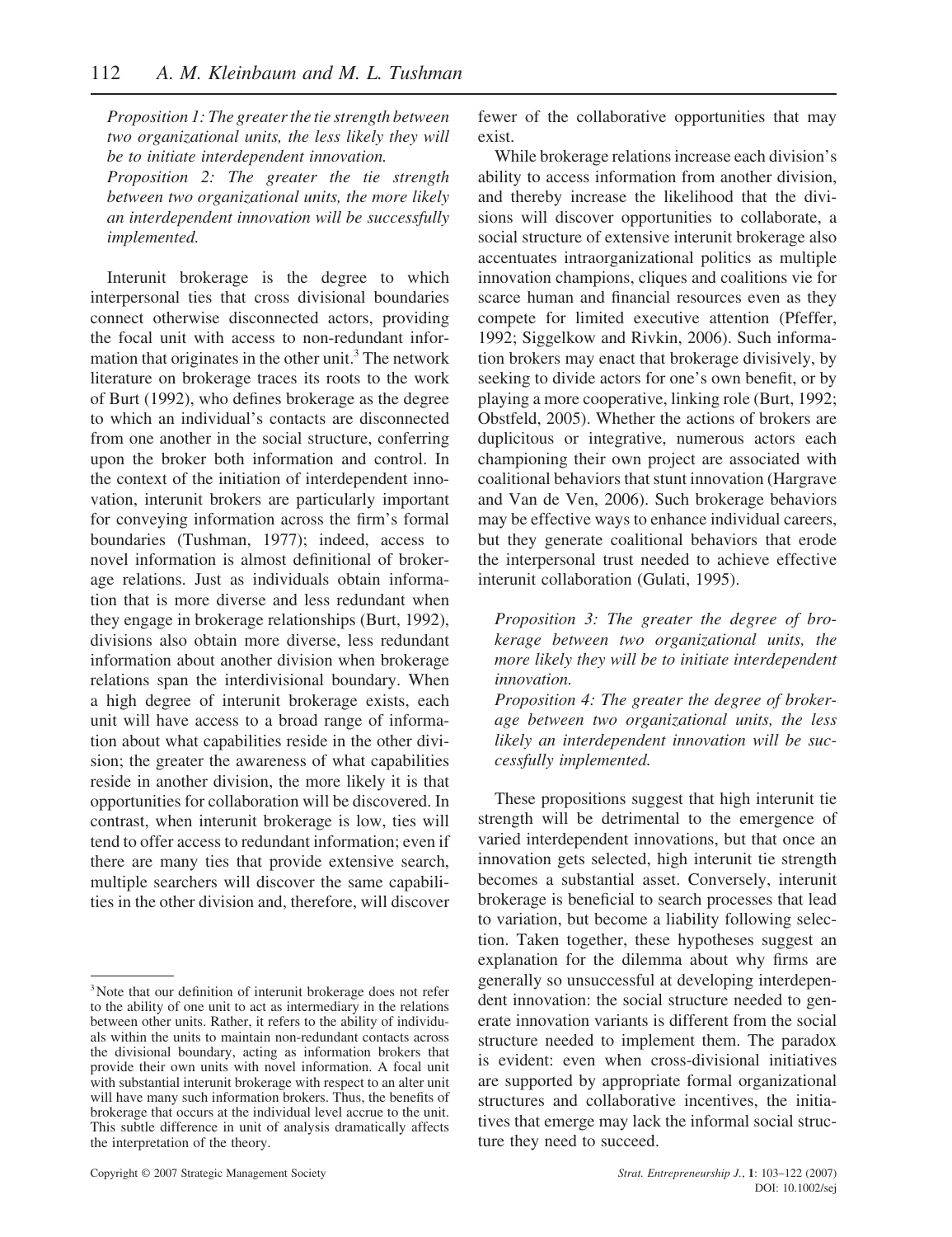*Proposition 1: The greater the tie strength between two organizational units, the less likely they will be to initiate interdependent innovation.*

*Proposition 2: The greater the tie strength between two organizational units, the more likely an interdependent innovation will be successfully implemented.*

Interunit brokerage is the degree to which interpersonal ties that cross divisional boundaries connect otherwise disconnected actors, providing the focal unit with access to non-redundant information that originates in the other unit.[3] The network literature on brokerage traces its roots to the work of Burt (1992), who defines brokerage as the degree to which an individual's contacts are disconnected from one another in the social structure, conferring upon the broker both information and control. In the context of the initiation of interdependent innovation, interunit brokers are particularly important for conveying information across the firm's formal boundaries (Tushman, 1977); indeed, access to novel information is almost definitional of brokerage relations. Just as individuals obtain information that is more diverse and less redundant when they engage in brokerage relationships (Burt, 1992), divisions also obtain more diverse, less redundant information about another division when brokerage relations span the interdivisional boundary. When a high degree of interunit brokerage exists, each unit will have access to a broad range of information about what capabilities reside in the other division; the greater the awareness of what capabilities reside in another division, the more likely it is that opportunities for collaboration will be discovered. In contrast, when interunit brokerage is low, ties will tend to offer access to redundant information; even if there are many ties that provide extensive search, multiple searchers will discover the same capabilities in the other division and, therefore, will discover fewer of the collaborative opportunities that may exist.

While brokerage relations increase each division's ability to access information from another division, and thereby increase the likelihood that the divisions will discover opportunities to collaborate, a social structure of extensive interunit brokerage also accentuates intraorganizational politics as multiple innovation champions, cliques and coalitions vie for scarce human and financial resources even as they compete for limited executive attention (Pfeffer, 1992; Siggelkow and Rivkin, 2006). Such information brokers may enact that brokerage divisively, by seeking to divide actors for one's own benefit, or by playing a more cooperative, linking role (Burt, 1992; Obstfeld, 2005). Whether the actions of brokers are duplicitous or integrative, numerous actors each championing their own project are associated with coalitional behaviors that stunt innovation (Hargrave and Van de Ven, 2006). Such brokerage behaviors may be effective ways to enhance individual careers, but they generate coalitional behaviors that erode the interpersonal trust needed to achieve effective interunit collaboration (Gulati, 1995).

*Proposition 3: The greater the degree of brokerage between two organizational units, the more likely they will be to initiate interdependent innovation.*

*Proposition 4: The greater the degree of brokerage between two organizational units, the less likely an interdependent innovation will be successfully implemented.*

These propositions suggest that high interunit tie strength will be detrimental to the emergence of varied interdependent innovations, but that once an innovation gets selected, high interunit tie strength becomes a substantial asset. Conversely, interunit brokerage is beneficial to search processes that lead to variation, but become a liability following selection. Taken together, these hypotheses suggest an explanation for the dilemma about why firms are generally so unsuccessful at developing interdependent innovation: the social structure needed to generate innovation variants is different from the social structure needed to implement them. The paradox is evident: even when cross-divisional initiatives are supported by appropriate formal organizational structures and collaborative incentives, the initiatives that emerge may lack the informal social structure they need to succeed.

[3] Note that our definition of interunit brokerage does not refer to the ability of one unit to act as intermediary in the relations between other units. Rather, it refers to the ability of individuals within the units to maintain non-redundant contacts across the divisional boundary, acting as information brokers that provide their own units with novel information. A focal unit with substantial interunit brokerage with respect to an alter unit will have many such information brokers. Thus, the benefits of brokerage that occurs at the individual level accrue to the unit. This subtle difference in unit of analysis dramatically affects the interpretation of the theory.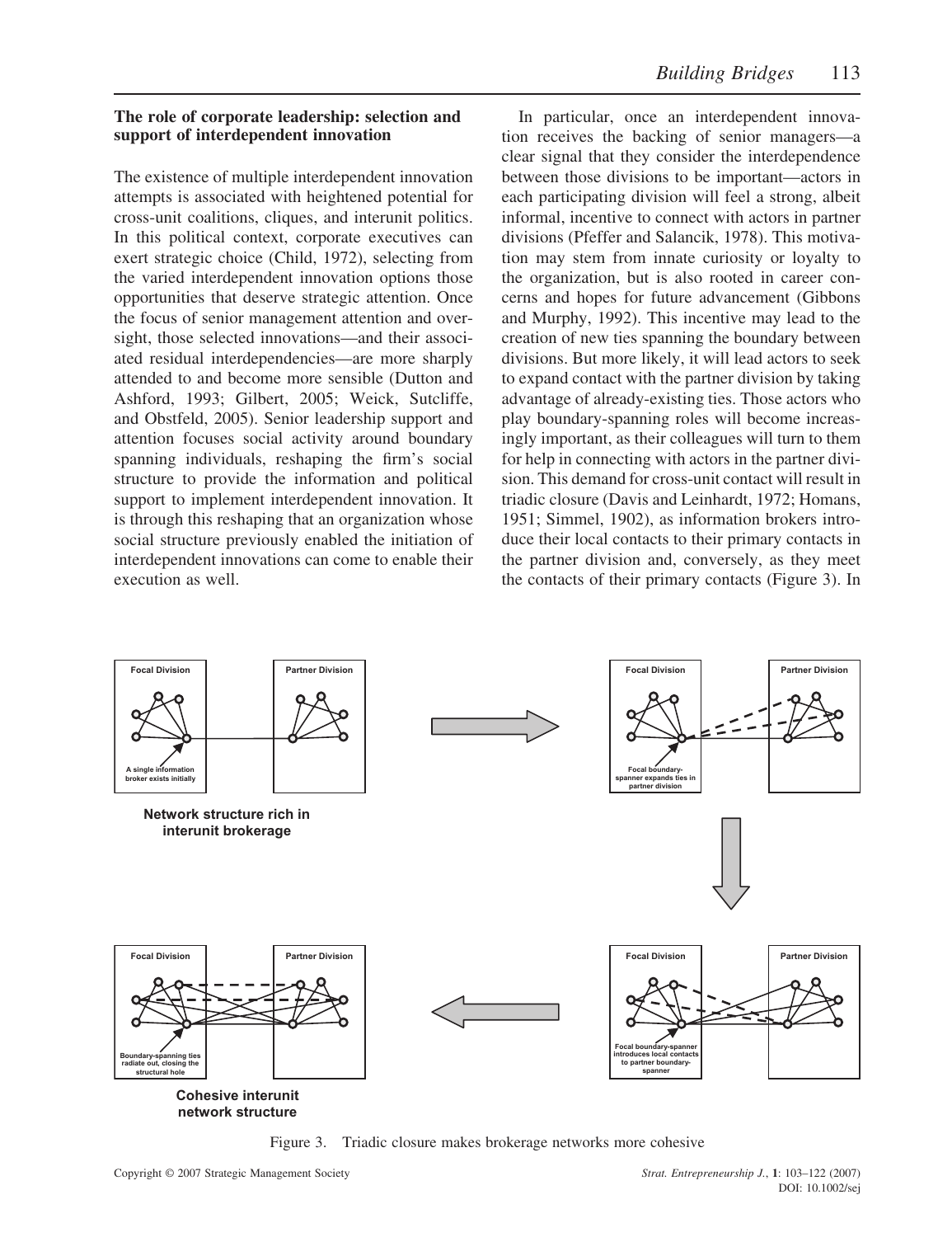### The role of corporate leadership: selection and support of interdependent innovation

The existence of multiple interdependent innovation attempts is associated with heightened potential for cross-unit coalitions, cliques, and interunit politics. In this political context, corporate executives can exert strategic choice (Child, 1972), selecting from the varied interdependent innovation options those opportunities that deserve strategic attention. Once the focus of senior management attention and oversight, those selected innovations—and their associated residual interdependencies—are more sharply attended to and become more sensible (Dutton and Ashford, 1993; Gilbert, 2005; Weick, Sutcliffe, and Obstfeld, 2005). Senior leadership support and attention focuses social activity around boundary spanning individuals, reshaping the firm's social structure to provide the information and political support to implement interdependent innovation. It is through this reshaping that an organization whose social structure previously enabled the initiation of interdependent innovations can come to enable their execution as well.

In particular, once an interdependent innovation receives the backing of senior managers—a clear signal that they consider the interdependence between those divisions to be important—actors in each participating division will feel a strong, albeit informal, incentive to connect with actors in partner divisions (Pfeffer and Salancik, 1978). This motivation may stem from innate curiosity or loyalty to the organization, but is also rooted in career concerns and hopes for future advancement (Gibbons and Murphy, 1992). This incentive may lead to the creation of new ties spanning the boundary between divisions. But more likely, it will lead actors to seek to expand contact with the partner division by taking advantage of already-existing ties. Those actors who play boundary-spanning roles will become increasingly important, as their colleagues will turn to them for help in connecting with actors in the partner division. This demand for cross-unit contact will result in triadic closure (Davis and Leinhardt, 1972; Homans, 1951; Simmel, 1902), as information brokers introduce their local contacts to their primary contacts in the partner division and, conversely, as they meet the contacts of their primary contacts (Figure 3). In

Focal Division
Partner Division
A single information broker exists initially
Network structure rich in interunit brokerage

Focal Division
Partner Division
Focal boundary-spanner expands ties in partner division

Focal Division
Partner Division
Focal boundary-spanner introduces local contacts to partner boundary-spanner

Focal Division
Partner Division
Boundary-spanning ties radiate out, closing the structural hole
Cohesive interunit network structure

Figure 3. Triadic closure makes brokerage networks more cohesive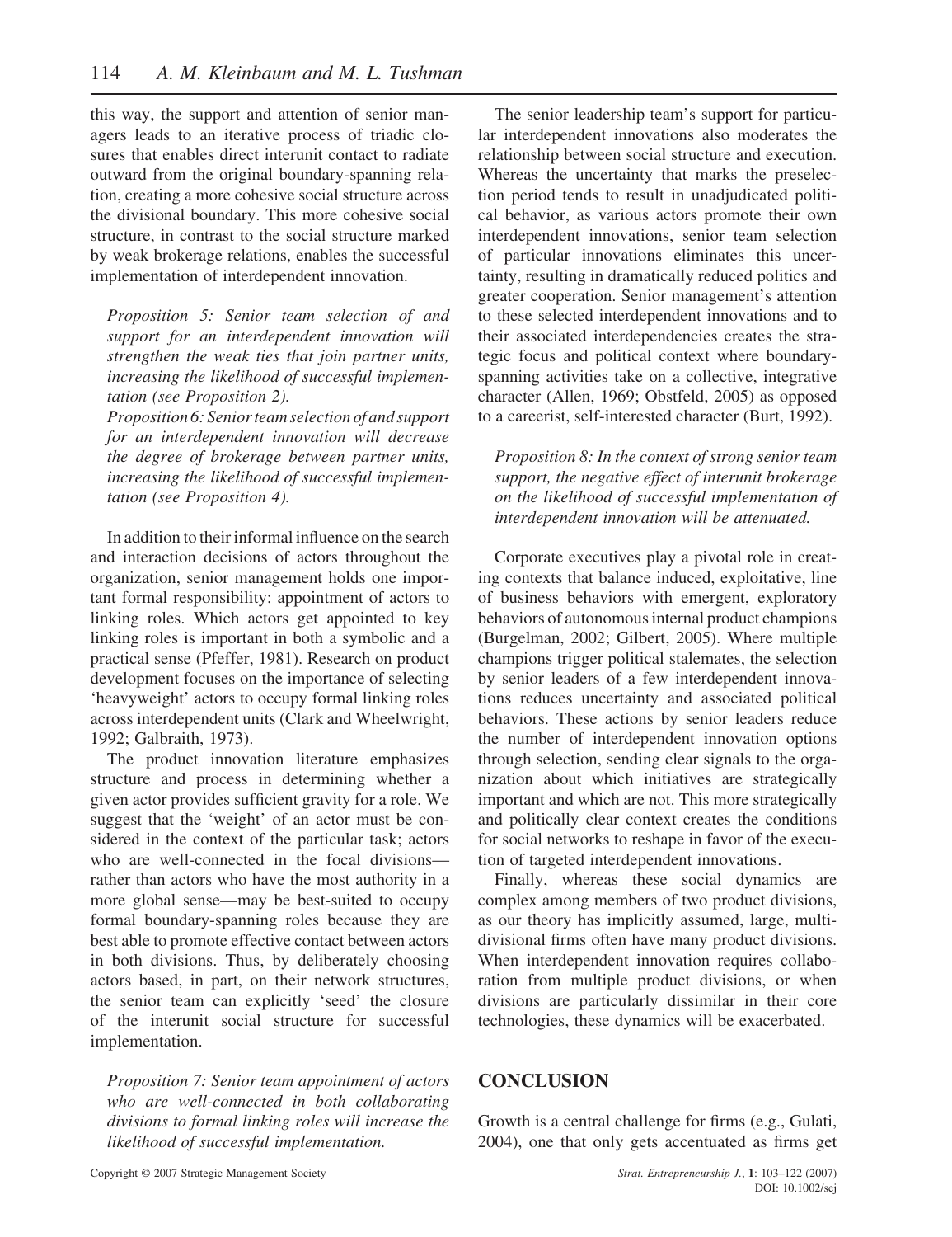this way, the support and attention of senior managers leads to an iterative process of triadic closures that enables direct interunit contact to radiate outward from the original boundary-spanning relation, creating a more cohesive social structure across the divisional boundary. This more cohesive social structure, in contrast to the social structure marked by weak brokerage relations, enables the successful implementation of interdependent innovation.

*Proposition 5: Senior team selection of and support for an interdependent innovation will strengthen the weak ties that join partner units, increasing the likelihood of successful implementation (see Proposition 2).*

*Proposition 6: Senior team selection of and support for an interdependent innovation will decrease the degree of brokerage between partner units, increasing the likelihood of successful implementation (see Proposition 4).*

In addition to their informal influence on the search and interaction decisions of actors throughout the organization, senior management holds one important formal responsibility: appointment of actors to linking roles. Which actors get appointed to key linking roles is important in both a symbolic and a practical sense (Pfeffer, 1981). Research on product development focuses on the importance of selecting 'heavyweight' actors to occupy formal linking roles across interdependent units (Clark and Wheelwright, 1992; Galbraith, 1973).

The product innovation literature emphasizes structure and process in determining whether a given actor provides sufficient gravity for a role. We suggest that the 'weight' of an actor must be considered in the context of the particular task; actors who are well-connected in the focal divisions—rather than actors who have the most authority in a more global sense—may be best-suited to occupy formal boundary-spanning roles because they are best able to promote effective contact between actors in both divisions. Thus, by deliberately choosing actors based, in part, on their network structures, the senior team can explicitly 'seed' the closure of the interunit social structure for successful implementation.

*Proposition 7: Senior team appointment of actors who are well-connected in both collaborating divisions to formal linking roles will increase the likelihood of successful implementation.*

The senior leadership team's support for particular interdependent innovations also moderates the relationship between social structure and execution. Whereas the uncertainty that marks the preselection period tends to result in unadjudicated political behavior, as various actors promote their own interdependent innovations, senior team selection of particular innovations eliminates this uncertainty, resulting in dramatically reduced politics and greater cooperation. Senior management's attention to these selected interdependent innovations and to their associated interdependencies creates the strategic focus and political context where boundary-spanning activities take on a collective, integrative character (Allen, 1969; Obstfeld, 2005) as opposed to a careerist, self-interested character (Burt, 1992).

*Proposition 8: In the context of strong senior team support, the negative effect of interunit brokerage on the likelihood of successful implementation of interdependent innovation will be attenuated.*

Corporate executives play a pivotal role in creating contexts that balance induced, exploitative, line of business behaviors with emergent, exploratory behaviors of autonomous internal product champions (Burgelman, 2002; Gilbert, 2005). Where multiple champions trigger political stalemates, the selection by senior leaders of a few interdependent innovations reduces uncertainty and associated political behaviors. These actions by senior leaders reduce the number of interdependent innovation options through selection, sending clear signals to the organization about which initiatives are strategically important and which are not. This more strategically and politically clear context creates the conditions for social networks to reshape in favor of the execution of targeted interdependent innovations.

Finally, whereas these social dynamics are complex among members of two product divisions, as our theory has implicitly assumed, large, multidivisional firms often have many product divisions. When interdependent innovation requires collaboration from multiple product divisions, or when divisions are particularly dissimilar in their core technologies, these dynamics will be exacerbated.

## CONCLUSION

Growth is a central challenge for firms (e.g., Gulati, 2004), one that only gets accentuated as firms get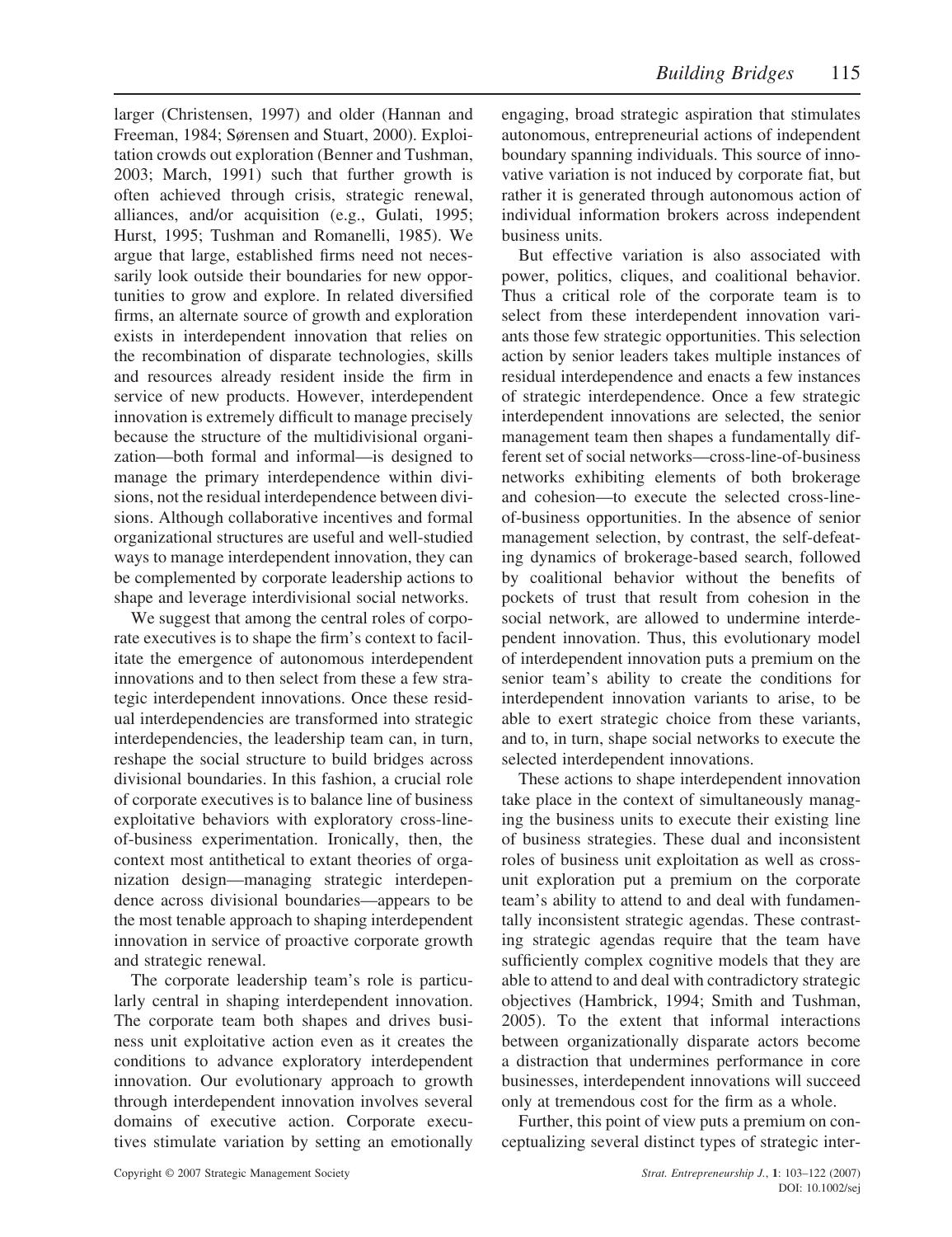larger (Christensen, 1997) and older (Hannan and Freeman, 1984; Sørensen and Stuart, 2000). Exploitation crowds out exploration (Benner and Tushman, 2003; March, 1991) such that further growth is often achieved through crisis, strategic renewal, alliances, and/or acquisition (e.g., Gulati, 1995; Hurst, 1995; Tushman and Romanelli, 1985). We argue that large, established firms need not necessarily look outside their boundaries for new opportunities to grow and explore. In related diversified firms, an alternate source of growth and exploration exists in interdependent innovation that relies on the recombination of disparate technologies, skills and resources already resident inside the firm in service of new products. However, interdependent innovation is extremely difficult to manage precisely because the structure of the multidivisional organization—both formal and informal—is designed to manage the primary interdependence within divisions, not the residual interdependence between divisions. Although collaborative incentives and formal organizational structures are useful and well-studied ways to manage interdependent innovation, they can be complemented by corporate leadership actions to shape and leverage interdivisional social networks.

We suggest that among the central roles of corporate executives is to shape the firm's context to facilitate the emergence of autonomous interdependent innovations and to then select from these a few strategic interdependent innovations. Once these residual interdependencies are transformed into strategic interdependencies, the leadership team can, in turn, reshape the social structure to build bridges across divisional boundaries. In this fashion, a crucial role of corporate executives is to balance line of business exploitative behaviors with exploratory cross-line-of-business experimentation. Ironically, then, the context most antithetical to extant theories of organization design—managing strategic interdependence across divisional boundaries—appears to be the most tenable approach to shaping interdependent innovation in service of proactive corporate growth and strategic renewal.

The corporate leadership team's role is particularly central in shaping interdependent innovation. The corporate team both shapes and drives business unit exploitative action even as it creates the conditions to advance exploratory interdependent innovation. Our evolutionary approach to growth through interdependent innovation involves several domains of executive action. Corporate executives stimulate variation by setting an emotionally engaging, broad strategic aspiration that stimulates autonomous, entrepreneurial actions of independent boundary spanning individuals. This source of innovative variation is not induced by corporate fiat, but rather it is generated through autonomous action of individual information brokers across independent business units.

But effective variation is also associated with power, politics, cliques, and coalitional behavior. Thus a critical role of the corporate team is to select from these interdependent innovation variants those few strategic opportunities. This selection action by senior leaders takes multiple instances of residual interdependence and enacts a few instances of strategic interdependence. Once a few strategic interdependent innovations are selected, the senior management team then shapes a fundamentally different set of social networks—cross-line-of-business networks exhibiting elements of both brokerage and cohesion—to execute the selected cross-line-of-business opportunities. In the absence of senior management selection, by contrast, the self-defeating dynamics of brokerage-based search, followed by coalitional behavior without the benefits of pockets of trust that result from cohesion in the social network, are allowed to undermine interdependent innovation. Thus, this evolutionary model of interdependent innovation puts a premium on the senior team's ability to create the conditions for interdependent innovation variants to arise, to be able to exert strategic choice from these variants, and to, in turn, shape social networks to execute the selected interdependent innovations.

These actions to shape interdependent innovation take place in the context of simultaneously managing the business units to execute their existing line of business strategies. These dual and inconsistent roles of business unit exploitation as well as cross-unit exploration put a premium on the corporate team's ability to attend to and deal with fundamentally inconsistent strategic agendas. These contrasting strategic agendas require that the team have sufficiently complex cognitive models that they are able to attend to and deal with contradictory strategic objectives (Hambrick, 1994; Smith and Tushman, 2005). To the extent that informal interactions between organizationally disparate actors become a distraction that undermines performance in core businesses, interdependent innovations will succeed only at tremendous cost for the firm as a whole.

Further, this point of view puts a premium on conceptualizing several distinct types of strategic inter-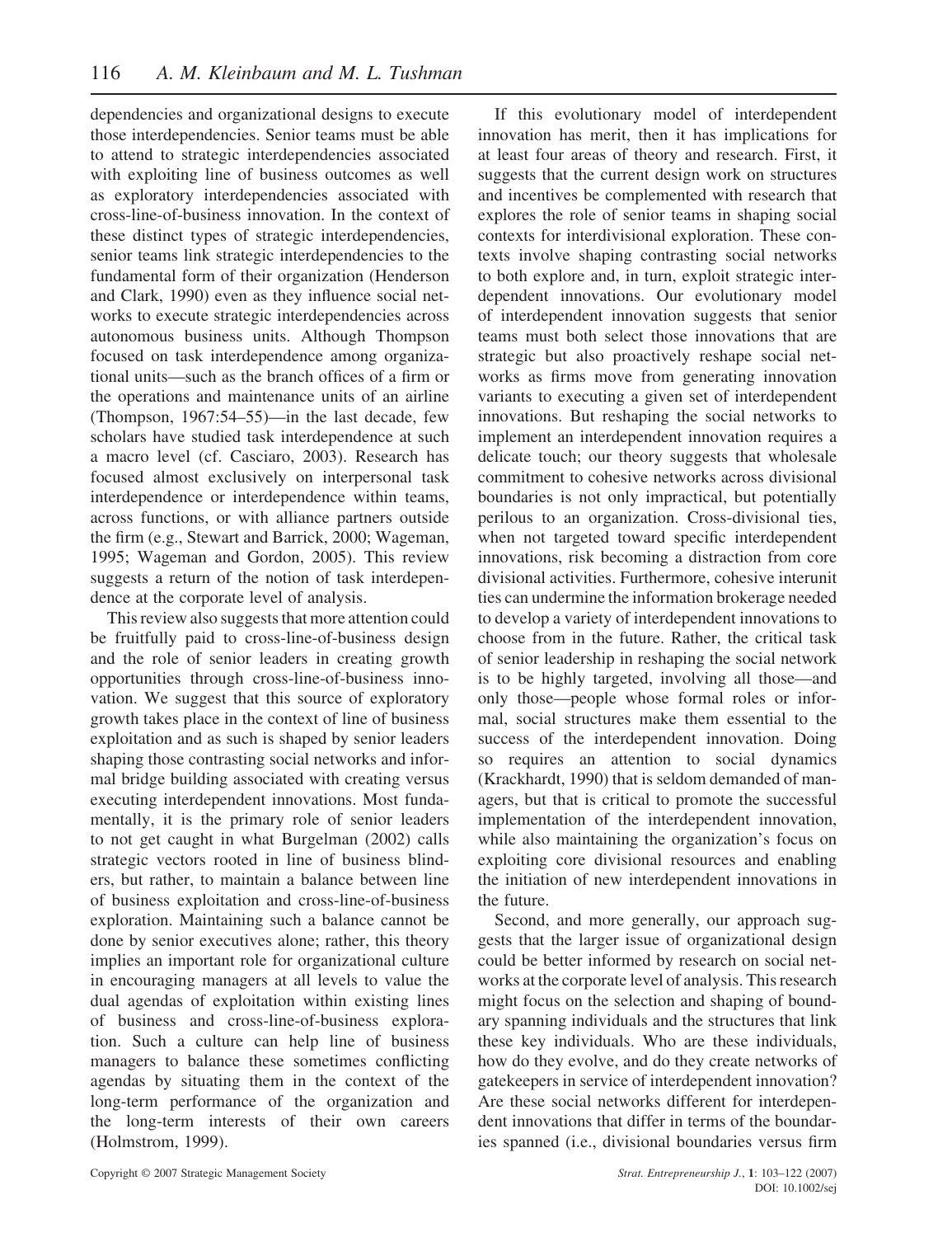dependencies and organizational designs to execute those interdependencies. Senior teams must be able to attend to strategic interdependencies associated with exploiting line of business outcomes as well as exploratory interdependencies associated with cross-line-of-business innovation. In the context of these distinct types of strategic interdependencies, senior teams link strategic interdependencies to the fundamental form of their organization (Henderson and Clark, 1990) even as they influence social networks to execute strategic interdependencies across autonomous business units. Although Thompson focused on task interdependence among organizational units—such as the branch offices of a firm or the operations and maintenance units of an airline (Thompson, 1967:54–55)—in the last decade, few scholars have studied task interdependence at such a macro level (cf. Casciaro, 2003). Research has focused almost exclusively on interpersonal task interdependence or interdependence within teams, across functions, or with alliance partners outside the firm (e.g., Stewart and Barrick, 2000; Wageman, 1995; Wageman and Gordon, 2005). This review suggests a return of the notion of task interdependence at the corporate level of analysis.

This review also suggests that more attention could be fruitfully paid to cross-line-of-business design and the role of senior leaders in creating growth opportunities through cross-line-of-business innovation. We suggest that this source of exploratory growth takes place in the context of line of business exploitation and as such is shaped by senior leaders shaping those contrasting social networks and informal bridge building associated with creating versus executing interdependent innovations. Most fundamentally, it is the primary role of senior leaders to not get caught in what Burgelman (2002) calls strategic vectors rooted in line of business blinders, but rather, to maintain a balance between line of business exploitation and cross-line-of-business exploration. Maintaining such a balance cannot be done by senior executives alone; rather, this theory implies an important role for organizational culture in encouraging managers at all levels to value the dual agendas of exploitation within existing lines of business and cross-line-of-business exploration. Such a culture can help line of business managers to balance these sometimes conflicting agendas by situating them in the context of the long-term performance of the organization and the long-term interests of their own careers (Holmstrom, 1999).

If this evolutionary model of interdependent innovation has merit, then it has implications for at least four areas of theory and research. First, it suggests that the current design work on structures and incentives be complemented with research that explores the role of senior teams in shaping social contexts for interdivisional exploration. These contexts involve shaping contrasting social networks to both explore and, in turn, exploit strategic interdependent innovations. Our evolutionary model of interdependent innovation suggests that senior teams must both select those innovations that are strategic but also proactively reshape social networks as firms move from generating innovation variants to executing a given set of interdependent innovations. But reshaping the social networks to implement an interdependent innovation requires a delicate touch; our theory suggests that wholesale commitment to cohesive networks across divisional boundaries is not only impractical, but potentially perilous to an organization. Cross-divisional ties, when not targeted toward specific interdependent innovations, risk becoming a distraction from core divisional activities. Furthermore, cohesive interunit ties can undermine the information brokerage needed to develop a variety of interdependent innovations to choose from in the future. Rather, the critical task of senior leadership in reshaping the social network is to be highly targeted, involving all those—and only those—people whose formal roles or informal, social structures make them essential to the success of the interdependent innovation. Doing so requires an attention to social dynamics (Krackhardt, 1990) that is seldom demanded of managers, but that is critical to promote the successful implementation of the interdependent innovation, while also maintaining the organization's focus on exploiting core divisional resources and enabling the initiation of new interdependent innovations in the future.

Second, and more generally, our approach suggests that the larger issue of organizational design could be better informed by research on social networks at the corporate level of analysis. This research might focus on the selection and shaping of boundary spanning individuals and the structures that link these key individuals. Who are these individuals, how do they evolve, and do they create networks of gatekeepers in service of interdependent innovation? Are these social networks different for interdependent innovations that differ in terms of the boundaries spanned (i.e., divisional boundaries versus firm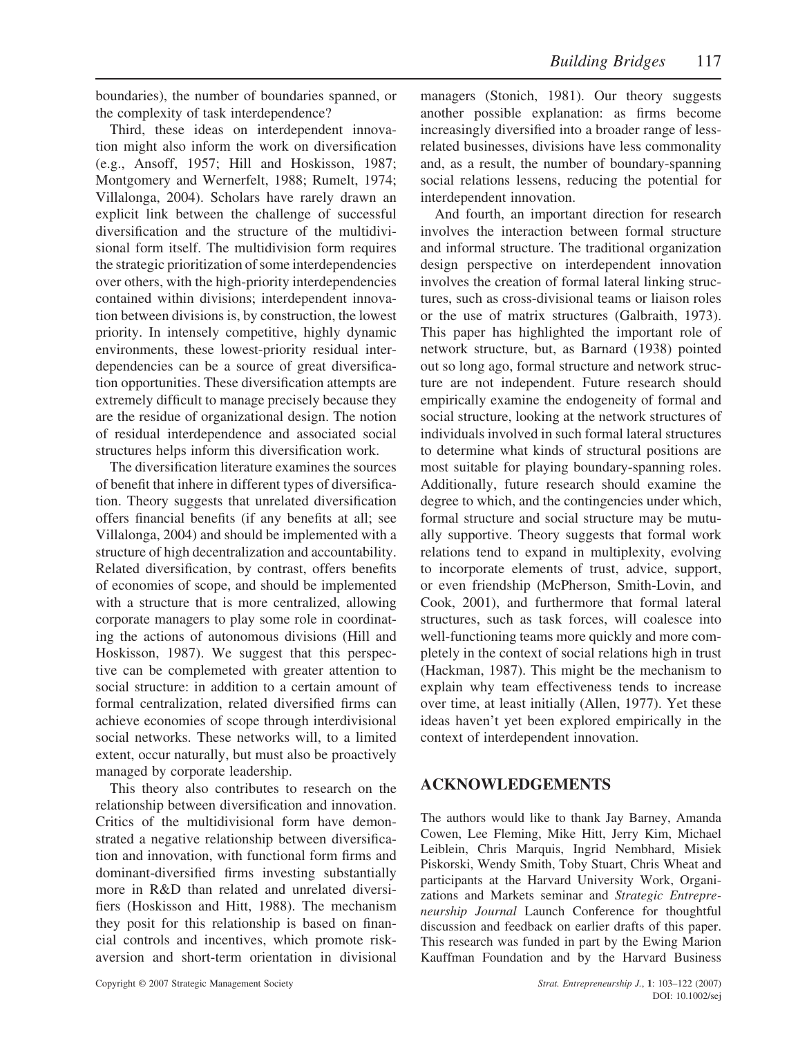boundaries), the number of boundaries spanned, or the complexity of task interdependence?

Third, these ideas on interdependent innovation might also inform the work on diversification (e.g., Ansoff, 1957; Hill and Hoskisson, 1987; Montgomery and Wernerfelt, 1988; Rumelt, 1974; Villalonga, 2004). Scholars have rarely drawn an explicit link between the challenge of successful diversification and the structure of the multidivisional form itself. The multidivision form requires the strategic prioritization of some interdependencies over others, with the high-priority interdependencies contained within divisions; interdependent innovation between divisions is, by construction, the lowest priority. In intensely competitive, highly dynamic environments, these lowest-priority residual interdependencies can be a source of great diversification opportunities. These diversification attempts are extremely difficult to manage precisely because they are the residue of organizational design. The notion of residual interdependence and associated social structures helps inform this diversification work.

The diversification literature examines the sources of benefit that inhere in different types of diversification. Theory suggests that unrelated diversification offers financial benefits (if any benefits at all; see Villalonga, 2004) and should be implemented with a structure of high decentralization and accountability. Related diversification, by contrast, offers benefits of economies of scope, and should be implemented with a structure that is more centralized, allowing corporate managers to play some role in coordinating the actions of autonomous divisions (Hill and Hoskisson, 1987). We suggest that this perspective can be complemeted with greater attention to social structure: in addition to a certain amount of formal centralization, related diversified firms can achieve economies of scope through interdivisional social networks. These networks will, to a limited extent, occur naturally, but must also be proactively managed by corporate leadership.

This theory also contributes to research on the relationship between diversification and innovation. Critics of the multidivisional form have demonstrated a negative relationship between diversification and innovation, with functional form firms and dominant-diversified firms investing substantially more in R&D than related and unrelated diversifiers (Hoskisson and Hitt, 1988). The mechanism they posit for this relationship is based on financial controls and incentives, which promote risk-aversion and short-term orientation in divisional managers (Stonich, 1981). Our theory suggests another possible explanation: as firms become increasingly diversified into a broader range of less-related businesses, divisions have less commonality and, as a result, the number of boundary-spanning social relations lessens, reducing the potential for interdependent innovation.

And fourth, an important direction for research involves the interaction between formal structure and informal structure. The traditional organization design perspective on interdependent innovation involves the creation of formal lateral linking structures, such as cross-divisional teams or liaison roles or the use of matrix structures (Galbraith, 1973). This paper has highlighted the important role of network structure, but, as Barnard (1938) pointed out so long ago, formal structure and network structure are not independent. Future research should empirically examine the endogeneity of formal and social structure, looking at the network structures of individuals involved in such formal lateral structures to determine what kinds of structural positions are most suitable for playing boundary-spanning roles. Additionally, future research should examine the degree to which, and the contingencies under which, formal structure and social structure may be mutually supportive. Theory suggests that formal work relations tend to expand in multiplexity, evolving to incorporate elements of trust, advice, support, or even friendship (McPherson, Smith-Lovin, and Cook, 2001), and furthermore that formal lateral structures, such as task forces, will coalesce into well-functioning teams more quickly and more completely in the context of social relations high in trust (Hackman, 1987). This might be the mechanism to explain why team effectiveness tends to increase over time, at least initially (Allen, 1977). Yet these ideas haven't yet been explored empirically in the context of interdependent innovation.

## ACKNOWLEDGEMENTS

The authors would like to thank Jay Barney, Amanda Cowen, Lee Fleming, Mike Hitt, Jerry Kim, Michael Leiblein, Chris Marquis, Ingrid Nembhard, Misiek Piskorski, Wendy Smith, Toby Stuart, Chris Wheat and participants at the Harvard University Work, Organizations and Markets seminar and *Strategic Entrepreneurship Journal* Launch Conference for thoughtful discussion and feedback on earlier drafts of this paper. This research was funded in part by the Ewing Marion Kauffman Foundation and by the Harvard Business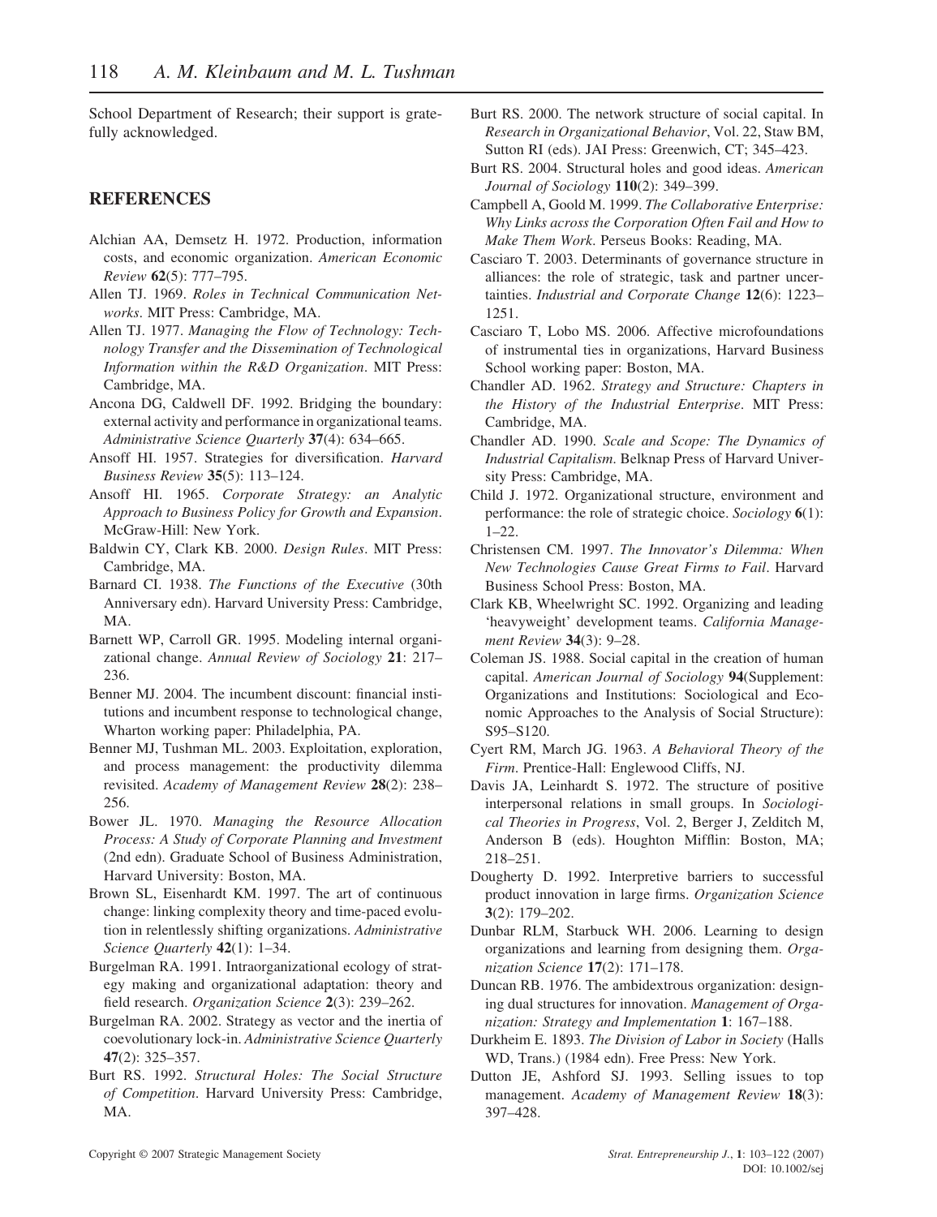School Department of Research; their support is gratefully acknowledged.

## REFERENCES

Alchian AA, Demsetz H. 1972. Production, information costs, and economic organization. *American Economic Review* **62**(5): 777–795.

Allen TJ. 1969. *Roles in Technical Communication Networks*. MIT Press: Cambridge, MA.

Allen TJ. 1977. *Managing the Flow of Technology: Technology Transfer and the Dissemination of Technological Information within the R&D Organization*. MIT Press: Cambridge, MA.

Ancona DG, Caldwell DF. 1992. Bridging the boundary: external activity and performance in organizational teams. *Administrative Science Quarterly* **37**(4): 634–665.

Ansoff HI. 1957. Strategies for diversification. *Harvard Business Review* **35**(5): 113–124.

Ansoff HI. 1965. *Corporate Strategy: an Analytic Approach to Business Policy for Growth and Expansion*. McGraw-Hill: New York.

Baldwin CY, Clark KB. 2000. *Design Rules*. MIT Press: Cambridge, MA.

Barnard CI. 1938. *The Functions of the Executive* (30th Anniversary edn). Harvard University Press: Cambridge, MA.

Barnett WP, Carroll GR. 1995. Modeling internal organizational change. *Annual Review of Sociology* **21**: 217–236.

Benner MJ. 2004. The incumbent discount: financial institutions and incumbent response to technological change, Wharton working paper: Philadelphia, PA.

Benner MJ, Tushman ML. 2003. Exploitation, exploration, and process management: the productivity dilemma revisited. *Academy of Management Review* **28**(2): 238–256.

Bower JL. 1970. *Managing the Resource Allocation Process: A Study of Corporate Planning and Investment* (2nd edn). Graduate School of Business Administration, Harvard University: Boston, MA.

Brown SL, Eisenhardt KM. 1997. The art of continuous change: linking complexity theory and time-paced evolution in relentlessly shifting organizations. *Administrative Science Quarterly* **42**(1): 1–34.

Burgelman RA. 1991. Intraorganizational ecology of strategy making and organizational adaptation: theory and field research. *Organization Science* **2**(3): 239–262.

Burgelman RA. 2002. Strategy as vector and the inertia of coevolutionary lock-in. *Administrative Science Quarterly* **47**(2): 325–357.

Burt RS. 1992. *Structural Holes: The Social Structure of Competition*. Harvard University Press: Cambridge, MA.

Burt RS. 2000. The network structure of social capital. In *Research in Organizational Behavior*, Vol. 22, Staw BM, Sutton RI (eds). JAI Press: Greenwich, CT; 345–423.

Burt RS. 2004. Structural holes and good ideas. *American Journal of Sociology* **110**(2): 349–399.

Campbell A, Goold M. 1999. *The Collaborative Enterprise: Why Links across the Corporation Often Fail and How to Make Them Work*. Perseus Books: Reading, MA.

Casciaro T. 2003. Determinants of governance structure in alliances: the role of strategic, task and partner uncertainties. *Industrial and Corporate Change* **12**(6): 1223–1251.

Casciaro T, Lobo MS. 2006. Affective microfoundations of instrumental ties in organizations, Harvard Business School working paper: Boston, MA.

Chandler AD. 1962. *Strategy and Structure: Chapters in the History of the Industrial Enterprise*. MIT Press: Cambridge, MA.

Chandler AD. 1990. *Scale and Scope: The Dynamics of Industrial Capitalism*. Belknap Press of Harvard University Press: Cambridge, MA.

Child J. 1972. Organizational structure, environment and performance: the role of strategic choice. *Sociology* **6**(1): 1–22.

Christensen CM. 1997. *The Innovator's Dilemma: When New Technologies Cause Great Firms to Fail*. Harvard Business School Press: Boston, MA.

Clark KB, Wheelwright SC. 1992. Organizing and leading 'heavyweight' development teams. *California Management Review* **34**(3): 9–28.

Coleman JS. 1988. Social capital in the creation of human capital. *American Journal of Sociology* **94**(Supplement: Organizations and Institutions: Sociological and Economic Approaches to the Analysis of Social Structure): S95–S120.

Cyert RM, March JG. 1963. *A Behavioral Theory of the Firm*. Prentice-Hall: Englewood Cliffs, NJ.

Davis JA, Leinhardt S. 1972. The structure of positive interpersonal relations in small groups. In *Sociological Theories in Progress*, Vol. 2, Berger J, Zelditch M, Anderson B (eds). Houghton Mifflin: Boston, MA; 218–251.

Dougherty D. 1992. Interpretive barriers to successful product innovation in large firms. *Organization Science* **3**(2): 179–202.

Dunbar RLM, Starbuck WH. 2006. Learning to design organizations and learning from designing them. *Organization Science* **17**(2): 171–178.

Duncan RB. 1976. The ambidextrous organization: designing dual structures for innovation. *Management of Organization: Strategy and Implementation* **1**: 167–188.

Durkheim E. 1893. *The Division of Labor in Society* (Halls WD, Trans.) (1984 edn). Free Press: New York.

Dutton JE, Ashford SJ. 1993. Selling issues to top management. *Academy of Management Review* **18**(3): 397–428.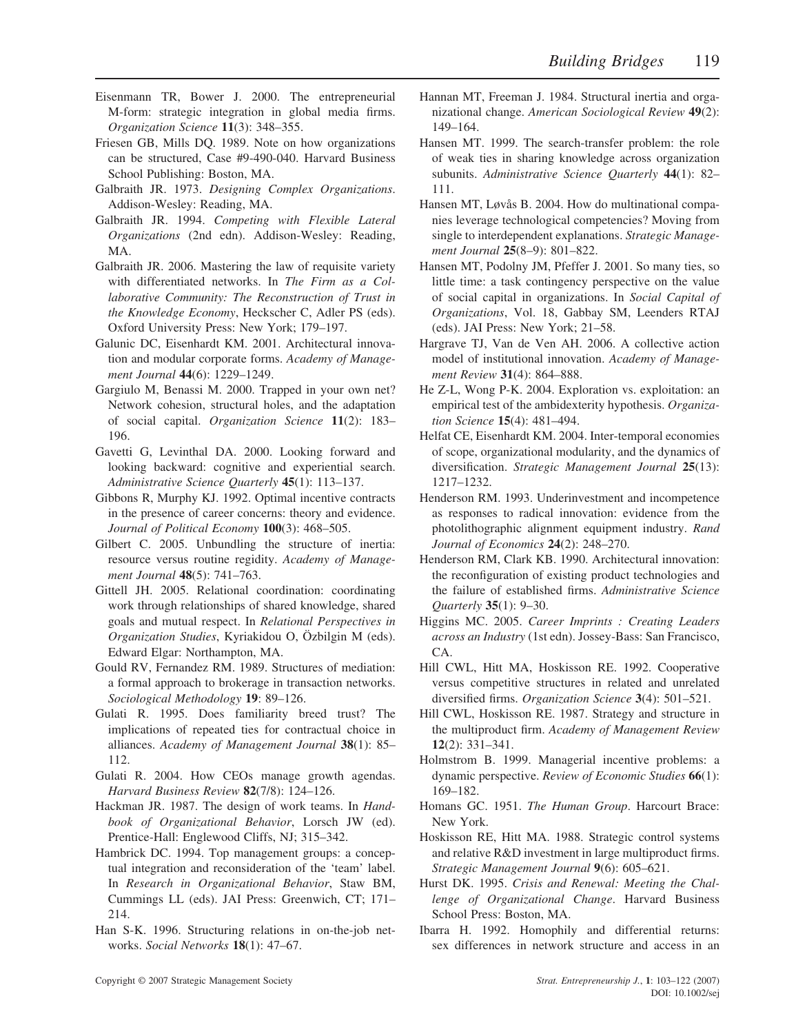Eisenmann TR, Bower J. 2000. The entrepreneurial M-form: strategic integration in global media firms. *Organization Science* **11**(3): 348–355.

Friesen GB, Mills DQ. 1989. Note on how organizations can be structured, Case #9-490-040. Harvard Business School Publishing: Boston, MA.

Galbraith JR. 1973. *Designing Complex Organizations*. Addison-Wesley: Reading, MA.

Galbraith JR. 1994. *Competing with Flexible Lateral Organizations* (2nd edn). Addison-Wesley: Reading, MA.

Galbraith JR. 2006. Mastering the law of requisite variety with differentiated networks. In *The Firm as a Collaborative Community: The Reconstruction of Trust in the Knowledge Economy*, Heckscher C, Adler PS (eds). Oxford University Press: New York; 179–197.

Galunic DC, Eisenhardt KM. 2001. Architectural innovation and modular corporate forms. *Academy of Management Journal* **44**(6): 1229–1249.

Gargiulo M, Benassi M. 2000. Trapped in your own net? Network cohesion, structural holes, and the adaptation of social capital. *Organization Science* **11**(2): 183–196.

Gavetti G, Levinthal DA. 2000. Looking forward and looking backward: cognitive and experiential search. *Administrative Science Quarterly* **45**(1): 113–137.

Gibbons R, Murphy KJ. 1992. Optimal incentive contracts in the presence of career concerns: theory and evidence. *Journal of Political Economy* **100**(3): 468–505.

Gilbert C. 2005. Unbundling the structure of inertia: resource versus routine regidity. *Academy of Management Journal* **48**(5): 741–763.

Gittell JH. 2005. Relational coordination: coordinating work through relationships of shared knowledge, shared goals and mutual respect. In *Relational Perspectives in Organization Studies*, Kyriakidou O, Özbilgin M (eds). Edward Elgar: Northampton, MA.

Gould RV, Fernandez RM. 1989. Structures of mediation: a formal approach to brokerage in transaction networks. *Sociological Methodology* **19**: 89–126.

Gulati R. 1995. Does familiarity breed trust? The implications of repeated ties for contractual choice in alliances. *Academy of Management Journal* **38**(1): 85–112.

Gulati R. 2004. How CEOs manage growth agendas. *Harvard Business Review* **82**(7/8): 124–126.

Hackman JR. 1987. The design of work teams. In *Handbook of Organizational Behavior*, Lorsch JW (ed). Prentice-Hall: Englewood Cliffs, NJ; 315–342.

Hambrick DC. 1994. Top management groups: a conceptual integration and reconsideration of the 'team' label. In *Research in Organizational Behavior*, Staw BM, Cummings LL (eds). JAI Press: Greenwich, CT; 171–214.

Han S-K. 1996. Structuring relations in on-the-job networks. *Social Networks* **18**(1): 47–67.

Hannan MT, Freeman J. 1984. Structural inertia and organizational change. *American Sociological Review* **49**(2): 149–164.

Hansen MT. 1999. The search-transfer problem: the role of weak ties in sharing knowledge across organization subunits. *Administrative Science Quarterly* **44**(1): 82–111.

Hansen MT, Løvås B. 2004. How do multinational companies leverage technological competencies? Moving from single to interdependent explanations. *Strategic Management Journal* **25**(8–9): 801–822.

Hansen MT, Podolny JM, Pfeffer J. 2001. So many ties, so little time: a task contingency perspective on the value of social capital in organizations. In *Social Capital of Organizations*, Vol. 18, Gabbay SM, Leenders RTAJ (eds). JAI Press: New York; 21–58.

Hargrave TJ, Van de Ven AH. 2006. A collective action model of institutional innovation. *Academy of Management Review* **31**(4): 864–888.

He Z-L, Wong P-K. 2004. Exploration vs. exploitation: an empirical test of the ambidexterity hypothesis. *Organization Science* **15**(4): 481–494.

Helfat CE, Eisenhardt KM. 2004. Inter-temporal economies of scope, organizational modularity, and the dynamics of diversification. *Strategic Management Journal* **25**(13): 1217–1232.

Henderson RM. 1993. Underinvestment and incompetence as responses to radical innovation: evidence from the photolithographic alignment equipment industry. *Rand Journal of Economics* **24**(2): 248–270.

Henderson RM, Clark KB. 1990. Architectural innovation: the reconfiguration of existing product technologies and the failure of established firms. *Administrative Science Quarterly* **35**(1): 9–30.

Higgins MC. 2005. *Career Imprints : Creating Leaders across an Industry* (1st edn). Jossey-Bass: San Francisco, CA.

Hill CWL, Hitt MA, Hoskisson RE. 1992. Cooperative versus competitive structures in related and unrelated diversified firms. *Organization Science* **3**(4): 501–521.

Hill CWL, Hoskisson RE. 1987. Strategy and structure in the multiproduct firm. *Academy of Management Review* **12**(2): 331–341.

Holmstrom B. 1999. Managerial incentive problems: a dynamic perspective. *Review of Economic Studies* **66**(1): 169–182.

Homans GC. 1951. *The Human Group*. Harcourt Brace: New York.

Hoskisson RE, Hitt MA. 1988. Strategic control systems and relative R&D investment in large multiproduct firms. *Strategic Management Journal* **9**(6): 605–621.

Hurst DK. 1995. *Crisis and Renewal: Meeting the Challenge of Organizational Change*. Harvard Business School Press: Boston, MA.

Ibarra H. 1992. Homophily and differential returns: sex differences in network structure and access in an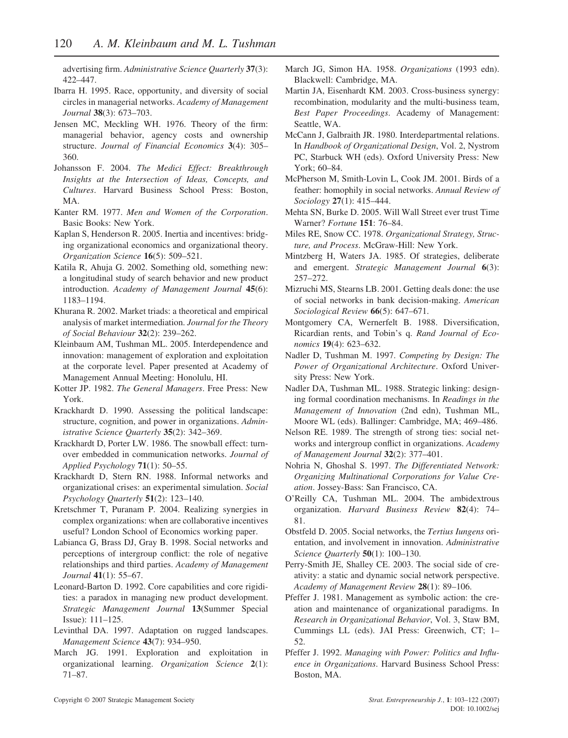advertising firm. *Administrative Science Quarterly* **37**(3): 422–447.

Ibarra H. 1995. Race, opportunity, and diversity of social circles in managerial networks. *Academy of Management Journal* **38**(3): 673–703.

Jensen MC, Meckling WH. 1976. Theory of the firm: managerial behavior, agency costs and ownership structure. *Journal of Financial Economics* **3**(4): 305–360.

Johansson F. 2004. *The Medici Effect: Breakthrough Insights at the Intersection of Ideas, Concepts, and Cultures*. Harvard Business School Press: Boston, MA.

Kanter RM. 1977. *Men and Women of the Corporation*. Basic Books: New York.

Kaplan S, Henderson R. 2005. Inertia and incentives: bridging organizational economics and organizational theory. *Organization Science* **16**(5): 509–521.

Katila R, Ahuja G. 2002. Something old, something new: a longitudinal study of search behavior and new product introduction. *Academy of Management Journal* **45**(6): 1183–1194.

Khurana R. 2002. Market triads: a theoretical and empirical analysis of market intermediation. *Journal for the Theory of Social Behaviour* **32**(2): 239–262.

Kleinbaum AM, Tushman ML. 2005. Interdependence and innovation: management of exploration and exploitation at the corporate level. Paper presented at Academy of Management Annual Meeting: Honolulu, HI.

Kotter JP. 1982. *The General Managers*. Free Press: New York.

Krackhardt D. 1990. Assessing the political landscape: structure, cognition, and power in organizations. *Administrative Science Quarterly* **35**(2): 342–369.

Krackhardt D, Porter LW. 1986. The snowball effect: turnover embedded in communication networks. *Journal of Applied Psychology* **71**(1): 50–55.

Krackhardt D, Stern RN. 1988. Informal networks and organizational crises: an experimental simulation. *Social Psychology Quarterly* **51**(2): 123–140.

Kretschmer T, Puranam P. 2004. Realizing synergies in complex organizations: when are collaborative incentives useful? London School of Economics working paper.

Labianca G, Brass DJ, Gray B. 1998. Social networks and perceptions of intergroup conflict: the role of negative relationships and third parties. *Academy of Management Journal* **41**(1): 55–67.

Leonard-Barton D. 1992. Core capabilities and core rigidities: a paradox in managing new product development. *Strategic Management Journal* **13**(Summer Special Issue): 111–125.

Levinthal DA. 1997. Adaptation on rugged landscapes. *Management Science* **43**(7): 934–950.

March JG. 1991. Exploration and exploitation in organizational learning. *Organization Science* **2**(1): 71–87.

March JG, Simon HA. 1958. *Organizations* (1993 edn). Blackwell: Cambridge, MA.

Martin JA, Eisenhardt KM. 2003. Cross-business synergy: recombination, modularity and the multi-business team, *Best Paper Proceedings*. Academy of Management: Seattle, WA.

McCann J, Galbraith JR. 1980. Interdepartmental relations. In *Handbook of Organizational Design*, Vol. 2, Nystrom PC, Starbuck WH (eds). Oxford University Press: New York; 60–84.

McPherson M, Smith-Lovin L, Cook JM. 2001. Birds of a feather: homophily in social networks. *Annual Review of Sociology* **27**(1): 415–444.

Mehta SN, Burke D. 2005. Will Wall Street ever trust Time Warner? *Fortune* **151**: 76–84.

Miles RE, Snow CC. 1978. *Organizational Strategy, Structure, and Process*. McGraw-Hill: New York.

Mintzberg H, Waters JA. 1985. Of strategies, deliberate and emergent. *Strategic Management Journal* **6**(3): 257–272.

Mizruchi MS, Stearns LB. 2001. Getting deals done: the use of social networks in bank decision-making. *American Sociological Review* **66**(5): 647–671.

Montgomery CA, Wernerfelt B. 1988. Diversification, Ricardian rents, and Tobin's q. *Rand Journal of Economics* **19**(4): 623–632.

Nadler D, Tushman M. 1997. *Competing by Design: The Power of Organizational Architecture*. Oxford University Press: New York.

Nadler DA, Tushman ML. 1988. Strategic linking: designing formal coordination mechanisms. In *Readings in the Management of Innovation* (2nd edn), Tushman ML, Moore WL (eds). Ballinger: Cambridge, MA; 469–486.

Nelson RE. 1989. The strength of strong ties: social networks and intergroup conflict in organizations. *Academy of Management Journal* **32**(2): 377–401.

Nohria N, Ghoshal S. 1997. *The Differentiated Network: Organizing Multinational Corporations for Value Creation*. Jossey-Bass: San Francisco, CA.

O'Reilly CA, Tushman ML. 2004. The ambidextrous organization. *Harvard Business Review* **82**(4): 74–81.

Obstfeld D. 2005. Social networks, the *Tertius Iungens* orientation, and involvement in innovation. *Administrative Science Quarterly* **50**(1): 100–130.

Perry-Smith JE, Shalley CE. 2003. The social side of creativity: a static and dynamic social network perspective. *Academy of Management Review* **28**(1): 89–106.

Pfeffer J. 1981. Management as symbolic action: the creation and maintenance of organizational paradigms. In *Research in Organizational Behavior*, Vol. 3, Staw BM, Cummings LL (eds). JAI Press: Greenwich, CT; 1–52.

Pfeffer J. 1992. *Managing with Power: Politics and Influence in Organizations*. Harvard Business School Press: Boston, MA.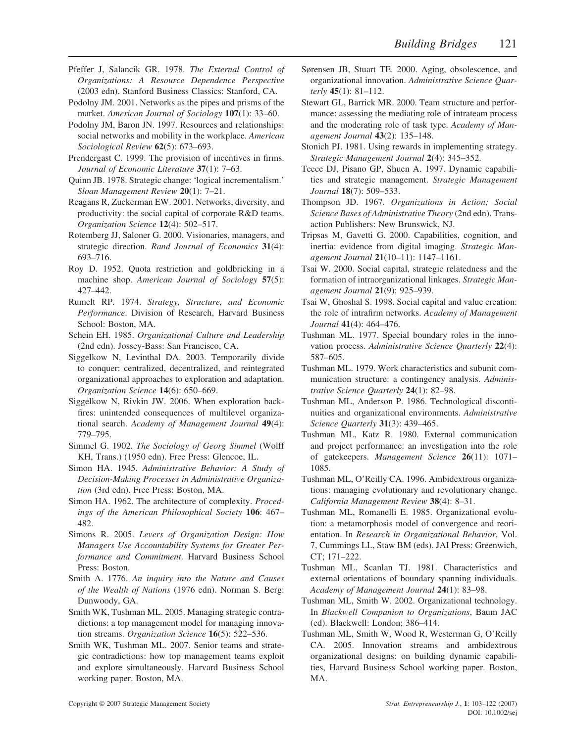Pfeffer J, Salancik GR. 1978. *The External Control of Organizations: A Resource Dependence Perspective* (2003 edn). Stanford Business Classics: Stanford, CA.

Podolny JM. 2001. Networks as the pipes and prisms of the market. *American Journal of Sociology* **107**(1): 33–60.

Podolny JM, Baron JN. 1997. Resources and relationships: social networks and mobility in the workplace. *American Sociological Review* **62**(5): 673–693.

Prendergast C. 1999. The provision of incentives in firms. *Journal of Economic Literature* **37**(1): 7–63.

Quinn JB. 1978. Strategic change: 'logical incrementalism.' *Sloan Management Review* **20**(1): 7–21.

Reagans R, Zuckerman EW. 2001. Networks, diversity, and productivity: the social capital of corporate R&D teams. *Organization Science* **12**(4): 502–517.

Rotemberg JJ, Saloner G. 2000. Visionaries, managers, and strategic direction. *Rand Journal of Economics* **31**(4): 693–716.

Roy D. 1952. Quota restriction and goldbricking in a machine shop. *American Journal of Sociology* **57**(5): 427–442.

Rumelt RP. 1974. *Strategy, Structure, and Economic Performance*. Division of Research, Harvard Business School: Boston, MA.

Schein EH. 1985. *Organizational Culture and Leadership* (2nd edn). Jossey-Bass: San Francisco, CA.

Siggelkow N, Levinthal DA. 2003. Temporarily divide to conquer: centralized, decentralized, and reintegrated organizational approaches to exploration and adaptation. *Organization Science* **14**(6): 650–669.

Siggelkow N, Rivkin JW. 2006. When exploration backfires: unintended consequences of multilevel organizational search. *Academy of Management Journal* **49**(4): 779–795.

Simmel G. 1902. *The Sociology of Georg Simmel* (Wolff KH, Trans.) (1950 edn). Free Press: Glencoe, IL.

Simon HA. 1945. *Administrative Behavior: A Study of Decision-Making Processes in Administrative Organization* (3rd edn). Free Press: Boston, MA.

Simon HA. 1962. The architecture of complexity. *Proceedings of the American Philosophical Society* **106**: 467–482.

Simons R. 2005. *Levers of Organization Design: How Managers Use Accountability Systems for Greater Performance and Commitment*. Harvard Business School Press: Boston.

Smith A. 1776. *An inquiry into the Nature and Causes of the Wealth of Nations* (1976 edn). Norman S. Berg: Dunwoody, GA.

Smith WK, Tushman ML. 2005. Managing strategic contradictions: a top management model for managing innovation streams. *Organization Science* **16**(5): 522–536.

Smith WK, Tushman ML. 2007. Senior teams and strategic contradictions: how top management teams exploit and explore simultaneously. Harvard Business School working paper. Boston, MA.

Sørensen JB, Stuart TE. 2000. Aging, obsolescence, and organizational innovation. *Administrative Science Quarterly* **45**(1): 81–112.

Stewart GL, Barrick MR. 2000. Team structure and performance: assessing the mediating role of intrateam process and the moderating role of task type. *Academy of Management Journal* **43**(2): 135–148.

Stonich PJ. 1981. Using rewards in implementing strategy. *Strategic Management Journal* **2**(4): 345–352.

Teece DJ, Pisano GP, Shuen A. 1997. Dynamic capabilities and strategic management. *Strategic Management Journal* **18**(7): 509–533.

Thompson JD. 1967. *Organizations in Action; Social Science Bases of Administrative Theory* (2nd edn). Transaction Publishers: New Brunswick, NJ.

Tripsas M, Gavetti G. 2000. Capabilities, cognition, and inertia: evidence from digital imaging. *Strategic Management Journal* **21**(10–11): 1147–1161.

Tsai W. 2000. Social capital, strategic relatedness and the formation of intraorganizational linkages. *Strategic Management Journal* **21**(9): 925–939.

Tsai W, Ghoshal S. 1998. Social capital and value creation: the role of intrafirm networks. *Academy of Management Journal* **41**(4): 464–476.

Tushman ML. 1977. Special boundary roles in the innovation process. *Administrative Science Quarterly* **22**(4): 587–605.

Tushman ML. 1979. Work characteristics and subunit communication structure: a contingency analysis. *Administrative Science Quarterly* **24**(1): 82–98.

Tushman ML, Anderson P. 1986. Technological discontinuities and organizational environments. *Administrative Science Quarterly* **31**(3): 439–465.

Tushman ML, Katz R. 1980. External communication and project performance: an investigation into the role of gatekeepers. *Management Science* **26**(11): 1071–1085.

Tushman ML, O'Reilly CA. 1996. Ambidextrous organizations: managing evolutionary and revolutionary change. *California Management Review* **38**(4): 8–31.

Tushman ML, Romanelli E. 1985. Organizational evolution: a metamorphosis model of convergence and reorientation. In *Research in Organizational Behavior*, Vol. 7, Cummings LL, Staw BM (eds). JAI Press: Greenwich, CT; 171–222.

Tushman ML, Scanlan TJ. 1981. Characteristics and external orientations of boundary spanning individuals. *Academy of Management Journal* **24**(1): 83–98.

Tushman ML, Smith W. 2002. Organizational technology. In *Blackwell Companion to Organizations*, Baum JAC (ed). Blackwell: London; 386–414.

Tushman ML, Smith W, Wood R, Westerman G, O'Reilly CA. 2005. Innovation streams and ambidextrous organizational designs: on building dynamic capabilities, Harvard Business School working paper. Boston, MA.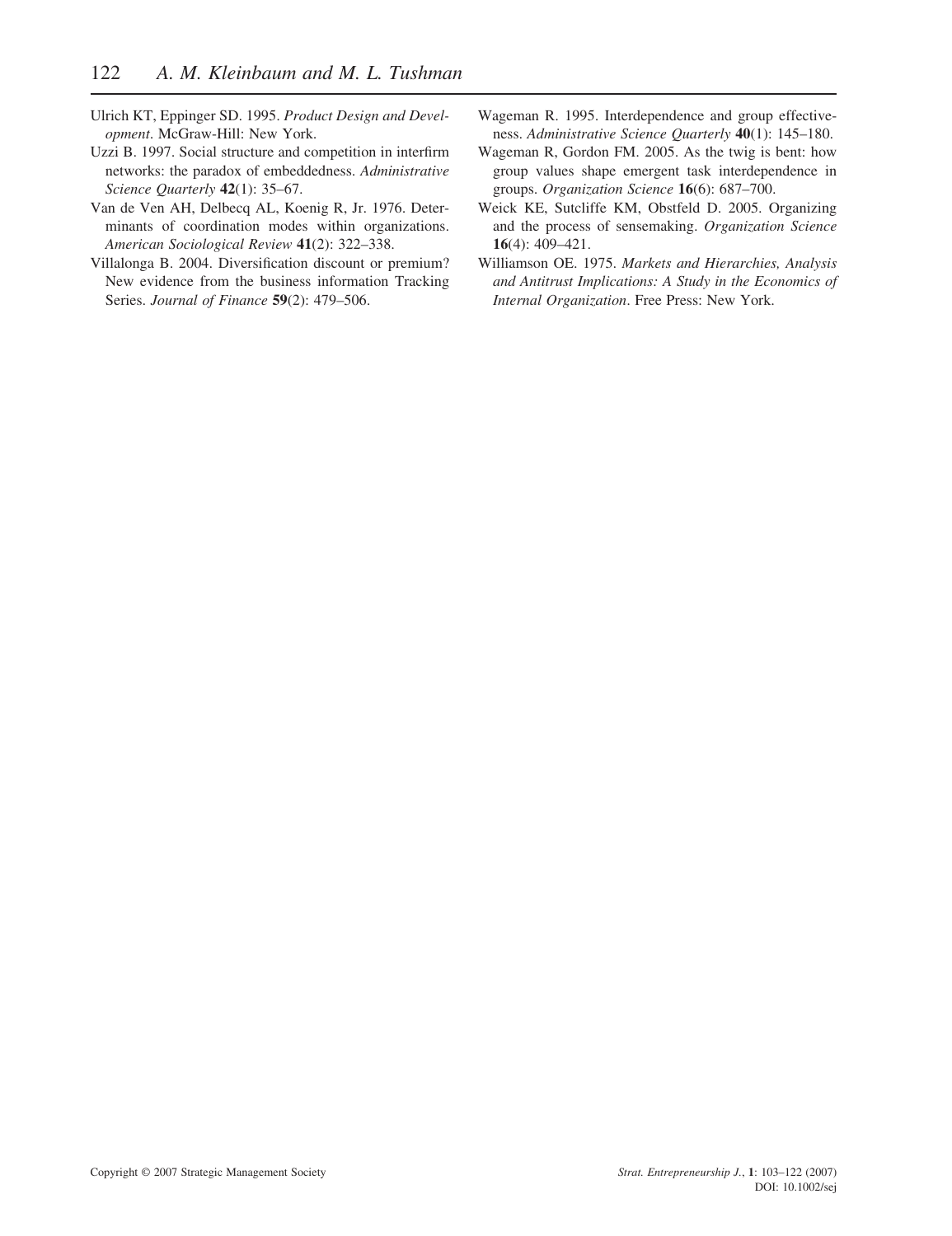Ulrich KT, Eppinger SD. 1995. *Product Design and Development*. McGraw-Hill: New York.

Uzzi B. 1997. Social structure and competition in interfirm networks: the paradox of embeddedness. *Administrative Science Quarterly* **42**(1): 35–67.

Van de Ven AH, Delbecq AL, Koenig R, Jr. 1976. Determinants of coordination modes within organizations. *American Sociological Review* **41**(2): 322–338.

Villalonga B. 2004. Diversification discount or premium? New evidence from the business information Tracking Series. *Journal of Finance* **59**(2): 479–506.

Wageman R. 1995. Interdependence and group effectiveness. *Administrative Science Quarterly* **40**(1): 145–180.

Wageman R, Gordon FM. 2005. As the twig is bent: how group values shape emergent task interdependence in groups. *Organization Science* **16**(6): 687–700.

Weick KE, Sutcliffe KM, Obstfeld D. 2005. Organizing and the process of sensemaking. *Organization Science* **16**(4): 409–421.

Williamson OE. 1975. *Markets and Hierarchies, Analysis and Antitrust Implications: A Study in the Economics of Internal Organization*. Free Press: New York.